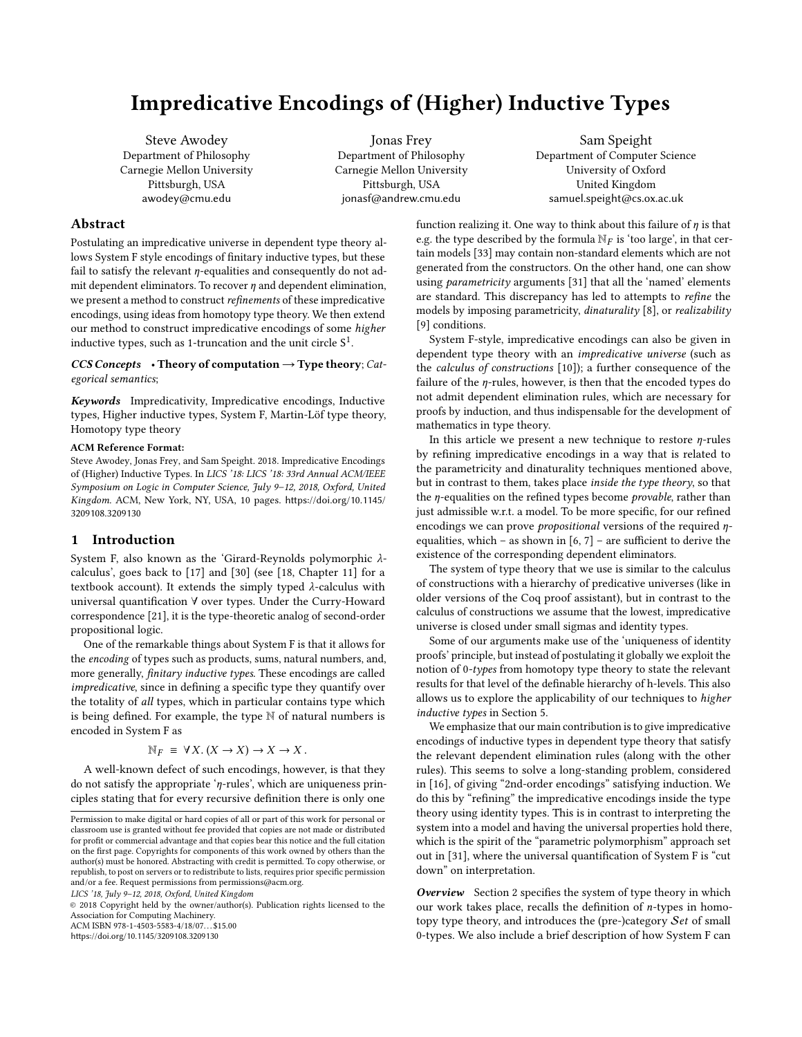# Impredicative Encodings of (Higher) Inductive Types

Steve Awodey
Department of Philosophy
Carnegie Mellon University
Pittsburgh, USA
awodey@cmu.edu

Jonas Frey
Department of Philosophy
Carnegie Mellon University
Pittsburgh, USA
jonasf@andrew.cmu.edu

Sam Speight
Department of Computer Science
University of Oxford
United Kingdom
samuel.speight@cs.ox.ac.uk

## Abstract

Postulating an impredicative universe in dependent type theory allows System F style encodings of finitary inductive types, but these fail to satisfy the relevant $\eta$-equalities and consequently do not admit dependent eliminators. To recover $\eta$ and dependent elimination, we present a method to construct *refinements* of these impredicative encodings, using ideas from homotopy type theory. We then extend our method to construct impredicative encodings of some *higher* inductive types, such as 1-truncation and the unit circle $S^1$.

***CCS Concepts*** • **Theory of computation → Type theory**; *Categorical semantics*;

***Keywords*** Impredicativity, Impredicative encodings, Inductive types, Higher inductive types, System F, Martin-Löf type theory, Homotopy type theory

**ACM Reference Format:**
Steve Awodey, Jonas Frey, and Sam Speight. 2018. Impredicative Encodings of (Higher) Inductive Types. In *LICS '18: LICS '18: 33rd Annual ACM/IEEE Symposium on Logic in Computer Science, July 9–12, 2018, Oxford, United Kingdom.* ACM, New York, NY, USA, 10 pages. https://doi.org/10.1145/3209108.3209130

## 1 Introduction

System F, also known as the 'Girard-Reynolds polymorphic $\lambda$-calculus', goes back to [17] and [30] (see [18, Chapter 11] for a textbook account). It extends the simply typed $\lambda$-calculus with universal quantification $\forall$ over types. Under the Curry-Howard correspondence [21], it is the type-theoretic analog of second-order propositional logic.

One of the remarkable things about System F is that it allows for the *encoding* of types such as products, sums, natural numbers, and, more generally, *finitary inductive types*. These encodings are called *impredicative*, since in defining a specific type they quantify over the totality of *all* types, which in particular contains type which is being defined. For example, the type $\mathbb{N}$ of natural numbers is encoded in System F as

$$\mathbb{N}_F \;\equiv\; \forall X.\,(X \to X) \to X \to X\,.$$

A well-known defect of such encodings, however, is that they do not satisfy the appropriate '$\eta$-rules', which are uniqueness principles stating that for every recursive definition there is only one function realizing it. One way to think about this failure of $\eta$ is that e.g. the type described by the formula $\mathbb{N}_F$ is 'too large', in that certain models [33] may contain non-standard elements which are not generated from the constructors. On the other hand, one can show using *parametricity* arguments [31] that all the 'named' elements are standard. This discrepancy has led to attempts to *refine* the models by imposing parametricity, *dinaturality* [8], or *realizability* [9] conditions.

System F-style, impredicative encodings can also be given in dependent type theory with an *impredicative universe* (such as the *calculus of constructions* [10]); a further consequence of the failure of the $\eta$-rules, however, is then that the encoded types do not admit dependent elimination rules, which are necessary for proofs by induction, and thus indispensable for the development of mathematics in type theory.

In this article we present a new technique to restore $\eta$-rules by refining impredicative encodings in a way that is related to the parametricity and dinaturality techniques mentioned above, but in contrast to them, takes place *inside the type theory*, so that the $\eta$-equalities on the refined types become *provable*, rather than just admissible w.r.t. a model. To be more specific, for our refined encodings we can prove *propositional* versions of the required $\eta$-equalities, which – as shown in [6, 7] – are sufficient to derive the existence of the corresponding dependent eliminators.

The system of type theory that we use is similar to the calculus of constructions with a hierarchy of predicative universes (like in older versions of the Coq proof assistant), but in contrast to the calculus of constructions we assume that the lowest, impredicative universe is closed under small sigmas and identity types.

Some of our arguments make use of the 'uniqueness of identity proofs' principle, but instead of postulating it globally we exploit the notion of 0-*types* from homotopy type theory to state the relevant results for that level of the definable hierarchy of h-levels. This also allows us to explore the applicability of our techniques to *higher inductive types* in Section 5.

We emphasize that our main contribution is to give impredicative encodings of inductive types in dependent type theory that satisfy the relevant dependent elimination rules (along with the other rules). This seems to solve a long-standing problem, considered in [16], of giving "2nd-order encodings" satisfying induction. We do this by "refining" the impredicative encodings inside the type theory using identity types. This is in contrast to interpreting the system into a model and having the universal properties hold there, which is the spirit of the "parametric polymorphism" approach set out in [31], where the universal quantification of System F is "cut down" on interpretation.

***Overview*** Section 2 specifies the system of type theory in which our work takes place, recalls the definition of $n$-types in homotopy type theory, and introduces the (pre-)category $\mathcal{S}et$ of small 0-types. We also include a brief description of how System F can

Permission to make digital or hard copies of all or part of this work for personal or classroom use is granted without fee provided that copies are not made or distributed for profit or commercial advantage and that copies bear this notice and the full citation on the first page. Copyrights for components of this work owned by others than the author(s) must be honored. Abstracting with credit is permitted. To copy otherwise, or republish, to post on servers or to redistribute to lists, requires prior specific permission and/or a fee. Request permissions from permissions@acm.org.
*LICS '18, July 9–12, 2018, Oxford, United Kingdom*
© 2018 Copyright held by the owner/author(s). Publication rights licensed to the Association for Computing Machinery.
ACM ISBN 978-1-4503-5583-4/18/07…$15.00
https://doi.org/10.1145/3209108.3209130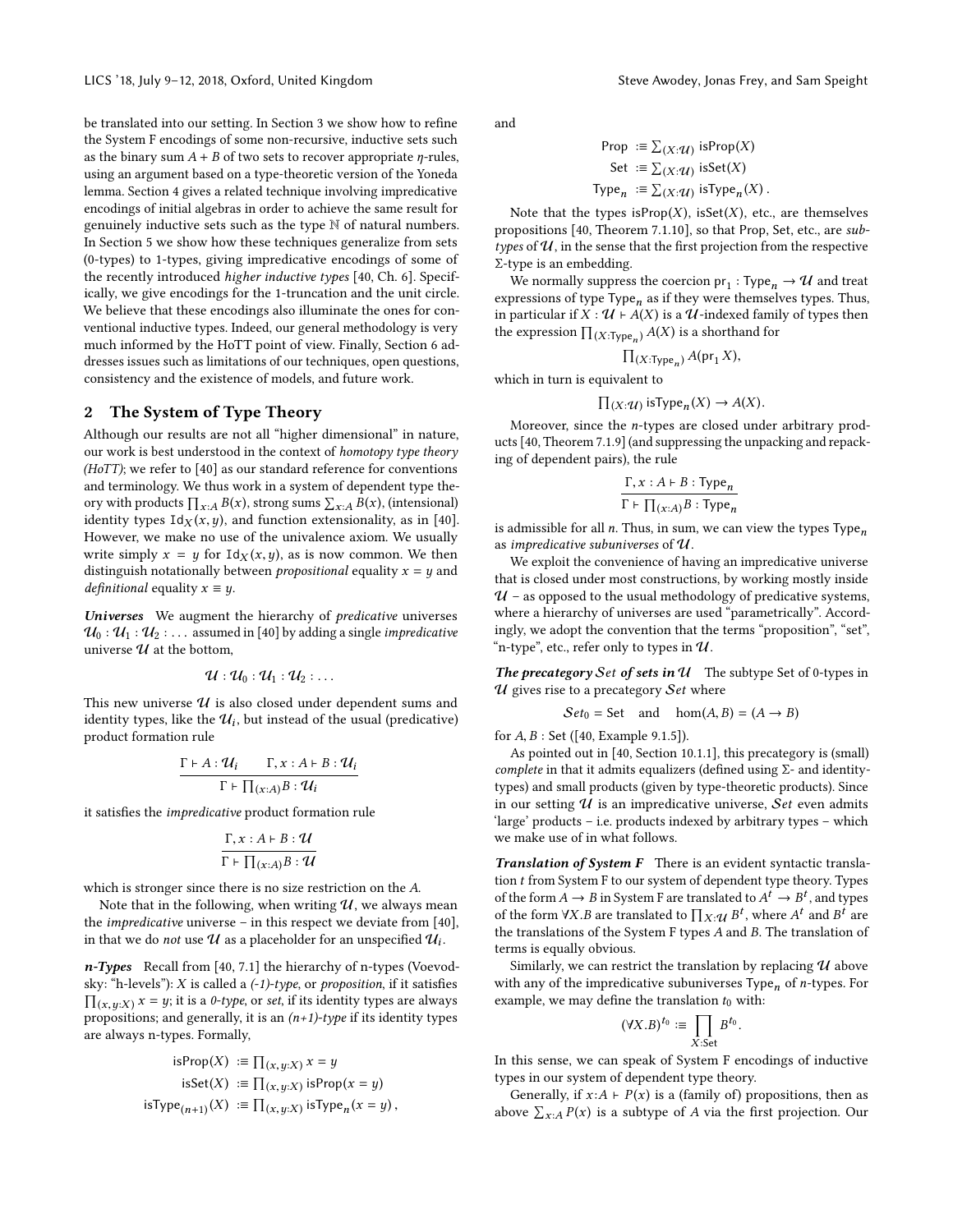be translated into our setting. In Section 3 we show how to refine the System F encodings of some non-recursive, inductive sets such as the binary sum $A + B$ of two sets to recover appropriate $\eta$-rules, using an argument based on a type-theoretic version of the Yoneda lemma. Section 4 gives a related technique involving impredicative encodings of initial algebras in order to achieve the same result for genuinely inductive sets such as the type $\mathbb{N}$ of natural numbers. In Section 5 we show how these techniques generalize from sets (0-types) to 1-types, giving impredicative encodings of some of the recently introduced *higher inductive types* [40, Ch. 6]. Specifically, we give encodings for the 1-truncation and the unit circle. We believe that these encodings also illuminate the ones for conventional inductive types. Indeed, our general methodology is very much informed by the HoTT point of view. Finally, Section 6 addresses issues such as limitations of our techniques, open questions, consistency and the existence of models, and future work.

## 2 The System of Type Theory

Although our results are not all "higher dimensional" in nature, our work is best understood in the context of *homotopy type theory (HoTT)*; we refer to [40] as our standard reference for conventions and terminology. We thus work in a system of dependent type theory with products $\prod_{x:A} B(x)$, strong sums $\sum_{x:A} B(x)$, (intensional) identity types $\mathtt{Id}_X(x, y)$, and function extensionality, as in [40]. However, we make no use of the univalence axiom. We usually write simply $x = y$ for $\mathtt{Id}_X(x, y)$, as is now common. We then distinguish notationally between *propositional* equality $x = y$ and *definitional* equality $x \equiv y$.

***Universes*** We augment the hierarchy of *predicative* universes $\mathcal{U}_0 : \mathcal{U}_1 : \mathcal{U}_2 : \ldots$ assumed in [40] by adding a single *impredicative* universe $\mathcal{U}$ at the bottom,

$$\mathcal{U} : \mathcal{U}_0 : \mathcal{U}_1 : \mathcal{U}_2 : \ldots$$

This new universe $\mathcal{U}$ is also closed under dependent sums and identity types, like the $\mathcal{U}_i$, but instead of the usual (predicative) product formation rule

$$\frac{\Gamma \vdash A : \mathcal{U}_i \qquad \Gamma, x : A \vdash B : \mathcal{U}_i}{\Gamma \vdash \prod_{(x:A)} B : \mathcal{U}_i}$$

it satisfies the *impredicative* product formation rule

$$\frac{\Gamma, x : A \vdash B : \mathcal{U}}{\Gamma \vdash \prod_{(x:A)} B : \mathcal{U}}$$

which is stronger since there is no size restriction on the $A$.

Note that in the following, when writing $\mathcal{U}$, we always mean the *impredicative* universe – in this respect we deviate from [40], in that we do *not* use $\mathcal{U}$ as a placeholder for an unspecified $\mathcal{U}_i$.

***n-Types*** Recall from [40, 7.1] the hierarchy of n-types (Voevodsky: "h-levels"): $X$ is called a *(-1)-type*, or *proposition*, if it satisfies $\prod_{(x,y:X)} x = y$; it is a *0-type*, or *set*, if its identity types are always propositions; and generally, it is an *(n+1)-type* if its identity types are always n-types. Formally,

$$\begin{aligned}
\mathsf{isProp}(X) &:\equiv \textstyle\prod_{(x,y:X)} x = y \\
\mathsf{isSet}(X) &:\equiv \textstyle\prod_{(x,y:X)} \mathsf{isProp}(x = y) \\
\mathsf{isType}_{(n+1)}(X) &:\equiv \textstyle\prod_{(x,y:X)} \mathsf{isType}_n(x = y)\,,
\end{aligned}$$

and

$$\begin{aligned}
\mathsf{Prop} &:\equiv \textstyle\sum_{(X:\mathcal{U})} \mathsf{isProp}(X) \\
\mathsf{Set} &:\equiv \textstyle\sum_{(X:\mathcal{U})} \mathsf{isSet}(X) \\
\mathsf{Type}_n &:\equiv \textstyle\sum_{(X:\mathcal{U})} \mathsf{isType}_n(X)\,.
\end{aligned}$$

Note that the types $\mathsf{isProp}(X)$, $\mathsf{isSet}(X)$, etc., are themselves propositions [40, Theorem 7.1.10], so that Prop, Set, etc., are *subtypes* of $\mathcal{U}$, in the sense that the first projection from the respective $\Sigma$-type is an embedding.

We normally suppress the coercion $\mathsf{pr}_1 : \mathsf{Type}_n \to \mathcal{U}$ and treat expressions of type $\mathsf{Type}_n$ as if they were themselves types. Thus, in particular if $X : \mathcal{U} \vdash A(X)$ is a $\mathcal{U}$-indexed family of types then the expression $\prod_{(X:\mathsf{Type}_n)} A(X)$ is a shorthand for

$$\textstyle\prod_{(X:\mathsf{Type}_n)} A(\mathsf{pr}_1\, X),$$

which in turn is equivalent to

$$\textstyle\prod_{(X:\mathcal{U})} \mathsf{isType}_n(X) \to A(X).$$

Moreover, since the $n$-types are closed under arbitrary products [40, Theorem 7.1.9] (and suppressing the unpacking and repacking of dependent pairs), the rule

$$\frac{\Gamma, x : A \vdash B : \mathsf{Type}_n}{\Gamma \vdash \prod_{(x:A)} B : \mathsf{Type}_n}$$

is admissible for all $n$. Thus, in sum, we can view the types $\mathsf{Type}_n$ as *impredicative subuniverses* of $\mathcal{U}$.

We exploit the convenience of having an impredicative universe that is closed under most constructions, by working mostly inside $\mathcal{U}$ – as opposed to the usual methodology of predicative systems, where a hierarchy of universes are used "parametrically". Accordingly, we adopt the convention that the terms "proposition", "set", "n-type", etc., refer only to types in $\mathcal{U}$.

***The precategory $\mathcal{S}et$ of sets in $\mathcal{U}$*** The subtype Set of 0-types in $\mathcal{U}$ gives rise to a precategory $\mathcal{S}et$ where

$$\mathcal{S}et_0 = \mathsf{Set} \quad \text{and} \quad \hom(A, B) = (A \to B)$$

for $A, B$ : Set ([40, Example 9.1.5]).

As pointed out in [40, Section 10.1.1], this precategory is (small) *complete* in that it admits equalizers (defined using $\Sigma$- and identity-types) and small products (given by type-theoretic products). Since in our setting $\mathcal{U}$ is an impredicative universe, $\mathcal{S}et$ even admits 'large' products – i.e. products indexed by arbitrary types – which we make use of in what follows.

***Translation of System F*** There is an evident syntactic translation $t$ from System F to our system of dependent type theory. Types of the form $A \to B$ in System F are translated to $A^t \to B^t$, and types of the form $\forall X.B$ are translated to $\prod_{X:\mathcal{U}} B^t$, where $A^t$ and $B^t$ are the translations of the System F types $A$ and $B$. The translation of terms is equally obvious.

Similarly, we can restrict the translation by replacing $\mathcal{U}$ above with any of the impredicative subuniverses $\mathsf{Type}_n$ of $n$-types. For example, we may define the translation $t_0$ with:

$$(\forall X.B)^{t_0} :\equiv \prod_{X:\mathsf{Set}} B^{t_0}.$$

In this sense, we can speak of System F encodings of inductive types in our system of dependent type theory.

Generally, if $x{:}A \vdash P(x)$ is a (family of) propositions, then as above $\sum_{x:A} P(x)$ is a subtype of $A$ via the first projection. Our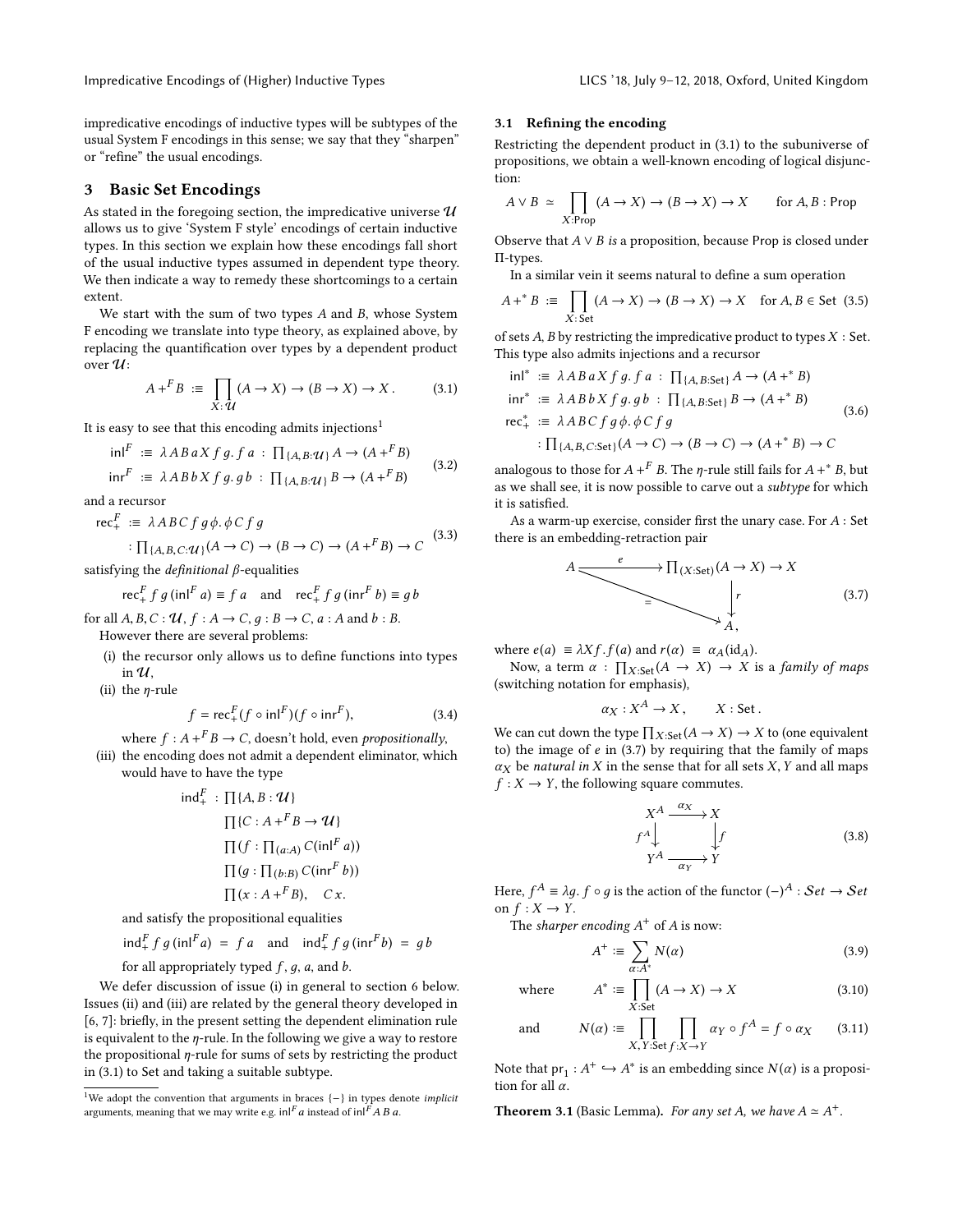impredicative encodings of inductive types will be subtypes of the usual System F encodings in this sense; we say that they "sharpen" or "refine" the usual encodings.

## 3 Basic Set Encodings

As stated in the foregoing section, the impredicative universe $\mathcal{U}$ allows us to give 'System F style' encodings of certain inductive types. In this section we explain how these encodings fall short of the usual inductive types assumed in dependent type theory. We then indicate a way to remedy these shortcomings to a certain extent.

We start with the sum of two types $A$ and $B$, whose System F encoding we translate into type theory, as explained above, by replacing the quantification over types by a dependent product over $\mathcal{U}$:

$$A +^F B \;:\equiv\; \prod_{X:\mathcal{U}} (A \to X) \to (B \to X) \to X\,. \tag{3.1}$$

It is easy to see that this encoding admits injections[1]

$$\begin{aligned} \mathsf{inl}^F &:\equiv \lambda A\, B\, a\, X\, f\, g.\, f\, a \;:\; \textstyle\prod_{\{A,B:\mathcal{U}\}} A \to (A +^F B) \\ \mathsf{inr}^F &:\equiv \lambda A\, B\, b\, X\, f\, g.\, g\, b \;:\; \textstyle\prod_{\{A,B:\mathcal{U}\}} B \to (A +^F B) \end{aligned} \tag{3.2}$$

and a recursor

$$\begin{aligned} \mathsf{rec}^F_+ &:\equiv \lambda A\, B\, C\, f\, g\, \phi.\, \phi\, C\, f\, g \\ &\quad : \textstyle\prod_{\{A,B,C:\mathcal{U}\}} (A \to C) \to (B \to C) \to (A +^F B) \to C \end{aligned} \tag{3.3}$$

satisfying the *definitional* $\beta$-equalities

$$\mathsf{rec}^F_+\, f\, g\, (\mathsf{inl}^F\, a) \equiv f\, a \quad \text{and} \quad \mathsf{rec}^F_+\, f\, g\, (\mathsf{inr}^F\, b) \equiv g\, b$$

for all $A, B, C : \mathcal{U}$, $f : A \to C$, $g : B \to C$, $a : A$ and $b : B$.

However there are several problems:

(i) the recursor only allows us to define functions into types in $\mathcal{U}$,

(ii) the $\eta$-rule

$$f = \mathsf{rec}^F_+ (f \circ \mathsf{inl}^F)(f \circ \mathsf{inr}^F), \tag{3.4}$$

where $f : A +^F B \to C$, doesn't hold, even *propositionally*,

(iii) the encoding does not admit a dependent eliminator, which would have to have the type

$$\begin{aligned} \mathsf{ind}^F_+ \;:\; &\textstyle\prod \{A, B : \mathcal{U}\} \\ &\textstyle\prod \{C : A +^F B \to \mathcal{U}\} \\ &\textstyle\prod (f : \prod_{(a:A)} C(\mathsf{inl}^F\, a)) \\ &\textstyle\prod (g : \prod_{(b:B)} C(\mathsf{inr}^F\, b)) \\ &\textstyle\prod (x : A +^F B), \quad C\, x. \end{aligned}$$

and satisfy the propositional equalities

$$\mathsf{ind}^F_+\, f\, g\, (\mathsf{inl}^F a) \;=\; f\, a \quad \text{and} \quad \mathsf{ind}^F_+\, f\, g\, (\mathsf{inr}^F b) \;=\; g\, b$$

for all appropriately typed $f$, $g$, $a$, and $b$.

We defer discussion of issue (i) in general to section 6 below. Issues (ii) and (iii) are related by the general theory developed in [6, 7]: briefly, in the present setting the dependent elimination rule is equivalent to the $\eta$-rule. In the following we give a way to restore the propositional $\eta$-rule for sums of sets by restricting the product in (3.1) to Set and taking a suitable subtype.

[1] We adopt the convention that arguments in braces $\{-\}$ in types denote *implicit* arguments, meaning that we may write e.g. $\mathsf{inl}^F\, a$ instead of $\mathsf{inl}^F A\, B\, a$.

### 3.1 Refining the encoding

Restricting the dependent product in (3.1) to the subuniverse of propositions, we obtain a well-known encoding of logical disjunction:

$$A \vee B \;\simeq\; \prod_{X:\mathrm{Prop}} (A \to X) \to (B \to X) \to X \qquad \text{for } A, B : \mathrm{Prop}$$

Observe that $A \vee B$ *is* a proposition, because Prop is closed under $\Pi$-types.

In a similar vein it seems natural to define a sum operation

$$A +^* B \;:\equiv\; \prod_{X:\,\mathrm{Set}} (A \to X) \to (B \to X) \to X \quad \text{for } A, B \in \mathrm{Set} \tag{3.5}$$

of sets $A, B$ by restricting the impredicative product to types $X : \mathrm{Set}$. This type also admits injections and a recursor

$$\begin{aligned} \mathsf{inl}^* &:\equiv \lambda A\, B\, a\, X\, f\, g.\, f\, a \;:\; \textstyle\prod_{\{A,B:\mathrm{Set}\}} A \to (A +^* B) \\ \mathsf{inr}^* &:\equiv \lambda A\, B\, b\, X\, f\, g.\, g\, b \;:\; \textstyle\prod_{\{A,B:\mathrm{Set}\}} B \to (A +^* B) \\ \mathsf{rec}^*_+ &:\equiv \lambda A\, B\, C\, f\, g\, \phi.\, \phi\, C\, f\, g \\ &\quad : \textstyle\prod_{\{A,B,C:\mathrm{Set}\}} (A \to C) \to (B \to C) \to (A +^* B) \to C \end{aligned} \tag{3.6}$$

analogous to those for $A +^F B$. The $\eta$-rule still fails for $A +^* B$, but as we shall see, it is now possible to carve out a *subtype* for which it is satisfied.

As a warm-up exercise, consider first the unary case. For $A : \mathrm{Set}$ there is an embedding-retraction pair

$$\begin{array}{ccc} A & \xrightarrow{\;e\;} & \prod_{(X:\mathrm{Set})} (A \to X) \to X \\ & \underset{=}{\searrow} & \big\downarrow r \\ & & A, \end{array} \tag{3.7}$$

where $e(a) \;\equiv\; \lambda X f.\, f(a)$ and $r(\alpha) \;\equiv\; \alpha_A(\mathrm{id}_A)$.

Now, a term $\alpha : \prod_{X:\mathrm{Set}} (A \to X) \to X$ is a *family of maps* (switching notation for emphasis),

$$\alpha_X : X^A \to X\,, \qquad X : \mathrm{Set}\,.$$

We can cut down the type $\prod_{X:\mathrm{Set}} (A \to X) \to X$ to (one equivalent to) the image of $e$ in (3.7) by requiring that the family of maps $\alpha_X$ be *natural in* $X$ in the sense that for all sets $X, Y$ and all maps $f : X \to Y$, the following square commutes.

$$\begin{array}{ccc} X^A & \xrightarrow{\;\alpha_X\;} & X \\ {\scriptstyle f^A}\big\downarrow & & \big\downarrow{\scriptstyle f} \\ Y^A & \xrightarrow[\;\alpha_Y\;]{} & Y \end{array} \tag{3.8}$$

Here, $f^A \equiv \lambda g.\, f \circ g$ is the action of the functor $(-)^A : \mathcal{S}et \to \mathcal{S}et$ on $f : X \to Y$.

The *sharper encoding* $A^+$ of $A$ is now:

$$A^+ :\equiv \sum_{\alpha:A^*} N(\alpha) \tag{3.9}$$

$$\text{where} \qquad A^* :\equiv \prod_{X:\mathrm{Set}} (A \to X) \to X \tag{3.10}$$

$$\text{and} \qquad N(\alpha) :\equiv \prod_{X,Y:\mathrm{Set}} \prod_{f:X\to Y} \alpha_Y \circ f^A = f \circ \alpha_X \tag{3.11}$$

Note that $\mathrm{pr}_1 : A^+ \hookrightarrow A^*$ is an embedding since $N(\alpha)$ is a proposition for all $\alpha$.

**Theorem 3.1** (Basic Lemma). *For any set A, we have* $A \simeq A^+$.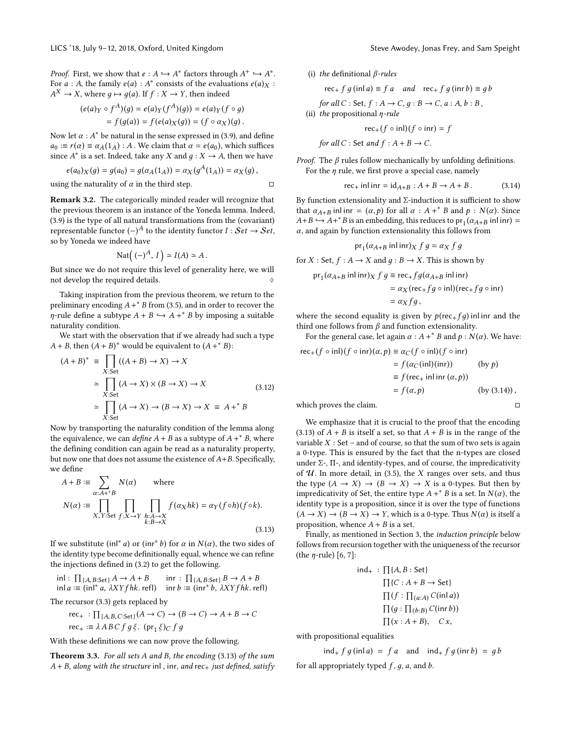*Proof.* First, we show that $e : A \hookrightarrow A^*$ factors through $A^+ \hookrightarrow A^*$. For $a : A$, the family $e(a) : A^*$ consists of the evaluations $e(a)_X : A^X \to X$, where $g \mapsto g(a)$. If $f : X \to Y$, then indeed

$$(e(a)_Y \circ f^A)(g) = e(a)_Y(f^A)(g)) = e(a)_Y(f \circ g)$$
$$= f(g(a)) = f(e(a)_X(g)) = (f \circ \alpha_X)(g)\,.$$

Now let $\alpha : A^*$ be natural in the sense expressed in (3.9), and define $a_0 :\equiv r(\alpha) \equiv \alpha_A(1_A) : A$. We claim that $\alpha = e(a_0)$, which suffices since $A^*$ is a set. Indeed, take any $X$ and $g : X \to A$, then we have

$$e(a_0)_X(g) = g(a_0) = g(\alpha_A(1_A)) = \alpha_X(g^A(1_A)) = \alpha_X(g)\,,$$

using the naturality of $\alpha$ in the third step. □

**Remark 3.2.** The categorically minded reader will recognize that the previous theorem is an instance of the Yoneda lemma. Indeed, (3.9) is the type of all natural transformations from the (covariant) representable functor $(-)^A$ to the identity functor $I : \mathcal{S}et \to \mathcal{S}et$, so by Yoneda we indeed have

$$\mathrm{Nat}\Big( (-)^A,\, I \Big) \simeq I(A) \simeq A\,.$$

But since we do not require this level of generality here, we will not develop the required details. ◇

Taking inspiration from the previous theorem, we return to the preliminary encoding $A +^* B$ from (3.5), and in order to recover the $\eta$-rule define a subtype $A + B \hookrightarrow A +^* B$ by imposing a suitable naturality condition.

We start with the observation that if we already had such a type $A + B$, then $(A + B)^*$ would be equivalent to $(A +^* B)$:

$$
\begin{aligned}
(A+B)^* \;&\equiv\; \prod_{X:\mathrm{Set}} ((A+B) \to X) \to X \\
&\simeq\; \prod_{X:\mathrm{Set}} (A \to X) \times (B \to X) \to X \\
&\simeq\; \prod_{X:\mathrm{Set}} (A \to X) \to (B \to X) \to X \;\equiv\; A +^* B
\end{aligned}
\tag{3.12}
$$

Now by transporting the naturality condition of the lemma along the equivalence, we can *define* $A + B$ as a subtype of $A +^* B$, where the defining condition can again be read as a naturality property, but now one that does not assume the existence of $A+B$. Specifically, we define

$$
\begin{aligned}
A + B &:\equiv \sum_{\alpha : A +^* B} N(\alpha) \qquad \text{where} \\
N(\alpha) &:\equiv \prod_{X,Y:\mathrm{Set}}\ \prod_{f:X\to Y}\ \prod_{\substack{h:A\to X\\ k:B\to X}} f(\alpha_X hk) = \alpha_Y(f \circ h)(f \circ k).
\end{aligned}
\tag{3.13}
$$

If we substitute $(\mathsf{inl}^*\, a)$ or $(\mathsf{inr}^*\, b)$ for $\alpha$ in $N(\alpha)$, the two sides of the identity type become definitionally equal, whence we can refine the injections defined in (3.2) to get the following.

$$
\begin{aligned}
&\mathsf{inl} : \textstyle\prod_{\{A,B:\mathrm{Set}\}} A \to A + B &&\mathsf{inr} : \textstyle\prod_{\{A,B:\mathrm{Set}\}} B \to A + B\\
&\mathsf{inl}\, a :\equiv (\mathsf{inl}^*\, a,\ \lambda XYfhk.\,\mathsf{refl}) &&\mathsf{inr}\, b :\equiv (\mathsf{inr}^*\, b,\ \lambda XYfhk.\,\mathsf{refl})
\end{aligned}
$$

The recursor (3.3) gets replaced by

$$
\begin{aligned}
&\mathsf{rec}_+ \ : \textstyle\prod_{\{A,B,C:\mathrm{Set}\}} (A \to C) \to (B \to C) \to A + B \to C\\
&\mathsf{rec}_+ :\equiv \lambda ABC\, f\, g\, \xi.\ (\mathsf{pr}_1\, \xi)_C\, f\, g
\end{aligned}
$$

With these definitions we can now prove the following.

**Theorem 3.3.** *For all sets $A$ and $B$, the encoding* (3.13) *of the sum $A + B$, along with the structure* $\mathsf{inl}$ , $\mathsf{inr}$*, and* $\mathsf{rec}_+$ *just defined, satisfy*

(i) *the* definitional $\beta$*-rules*

$$\mathsf{rec}_+\, f\, g\, (\mathsf{inl}\, a) \equiv f\, a \quad \textit{and} \quad \mathsf{rec}_+\, f\, g\, (\mathsf{inr}\, b) \equiv g\, b$$

*for all* $C : \mathrm{Set},\ f : A \to C,\ g : B \to C,\ a : A,\ b : B$,

(ii) *the* propositional $\eta$*-rule*

$$\mathsf{rec}_+(f \circ \mathsf{inl})(f \circ \mathsf{inr}) = f$$

*for all* $C : \mathrm{Set}$ *and* $f : A + B \to C$.

*Proof.* The $\beta$ rules follow mechanically by unfolding definitions.

For the $\eta$ rule, we first prove a special case, namely

$$\mathsf{rec}_+\, \mathsf{inl}\, \mathsf{inr} = \mathrm{id}_{A+B} : A + B \to A + B\,. \tag{3.14}$$

By function extensionality and $\Sigma$-induction it is sufficient to show that $\alpha_{A+B}\, \mathsf{inl}\, \mathsf{inr} = (\alpha, p)$ for all $\alpha : A +^* B$ and $p : N(\alpha)$. Since $A+B \hookrightarrow A+^*B$ is an embedding, this reduces to $\mathsf{pr}_1(\alpha_{A+B}\, \mathsf{inl}\, \mathsf{inr}) = \alpha$, and again by function extensionality this follows from

$$\mathsf{pr}_1(\alpha_{A+B}\, \mathsf{inl}\, \mathsf{inr})_X\, f\, g = \alpha_X\, f\, g$$

for $X : \mathrm{Set}$, $f : A \to X$ and $g : B \to X$. This is shown by

$$
\begin{aligned}
\mathsf{pr}_1(\alpha_{A+B}\, \mathsf{inl}\, \mathsf{inr})_X\, f\, g &\equiv \mathsf{rec}_+ f g(\alpha_{A+B}\, \mathsf{inl}\, \mathsf{inr})\\
&= \alpha_X(\mathsf{rec}_+ f g \circ \mathsf{inl})(\mathsf{rec}_+ f g \circ \mathsf{inr})\\
&= \alpha_X f g\,,
\end{aligned}
$$

where the second equality is given by $p(\mathsf{rec}_+ f g)\, \mathsf{inl}\, \mathsf{inr}$ and the third one follows from $\beta$ and function extensionality.

For the general case, let again $\alpha : A +^* B$ and $p : N(\alpha)$. We have:

$$
\begin{aligned}
\mathsf{rec}_+(f \circ \mathsf{inl})(f \circ \mathsf{inr})(\alpha, p) &\equiv \alpha_C(f \circ \mathsf{inl})(f \circ \mathsf{inr})\\
&= f(\alpha_C(\mathsf{inl})(\mathsf{inr})) && \text{(by } p\text{)}\\
&\equiv f(\mathsf{rec}_+\, \mathsf{inl}\, \mathsf{inr}\, (\alpha, p))\\
&= f(\alpha, p) && \text{(by (3.14))}\,,
\end{aligned}
$$

which proves the claim. □

We emphasize that it is crucial to the proof that the encoding (3.13) of $A + B$ is itself a set, so that $A + B$ is in the range of the variable $X : \mathrm{Set}$ – and of course, so that the sum of two sets is again a 0-type. This is ensured by the fact that the n-types are closed under $\Sigma$-, $\Pi$-, and identity-types, and of course, the impredicativity of $\mathcal{U}$. In more detail, in (3.5), the $X$ ranges over sets, and thus the type $(A \to X) \to (B \to X) \to X$ is a 0-types. But then by impredicativity of Set, the entire type $A +^* B$ is a set. In $N(\alpha)$, the identity type is a proposition, since it is over the type of functions $(A \to X) \to (B \to X) \to Y$, which is a 0-type. Thus $N(\alpha)$ is itself a proposition, whence $A + B$ is a set.

Finally, as mentioned in Section 3, the *induction principle* below follows from recursion together with the uniqueness of the recursor (the $\eta$-rule) [6, 7]:

$$
\begin{aligned}
\mathsf{ind}_+ \ : &\textstyle\prod\{A, B : \mathrm{Set}\}\\
&\textstyle\prod\{C : A + B \to \mathrm{Set}\}\\
&\textstyle\prod(f : \prod_{(a:A)} C(\mathsf{inl}\, a))\\
&\textstyle\prod(g : \prod_{(b:B)} C(\mathsf{inr}\, b))\\
&\textstyle\prod(x : A + B),\quad C\, x,
\end{aligned}
$$

with propositional equalities

$$\mathsf{ind}_+\, f\, g\, (\mathsf{inl}\, a) \ = \ f\, a \quad \text{and} \quad \mathsf{ind}_+\, f\, g\, (\mathsf{inr}\, b) \ = \ g\, b$$

for all appropriately typed $f$, $g$, $a$, and $b$.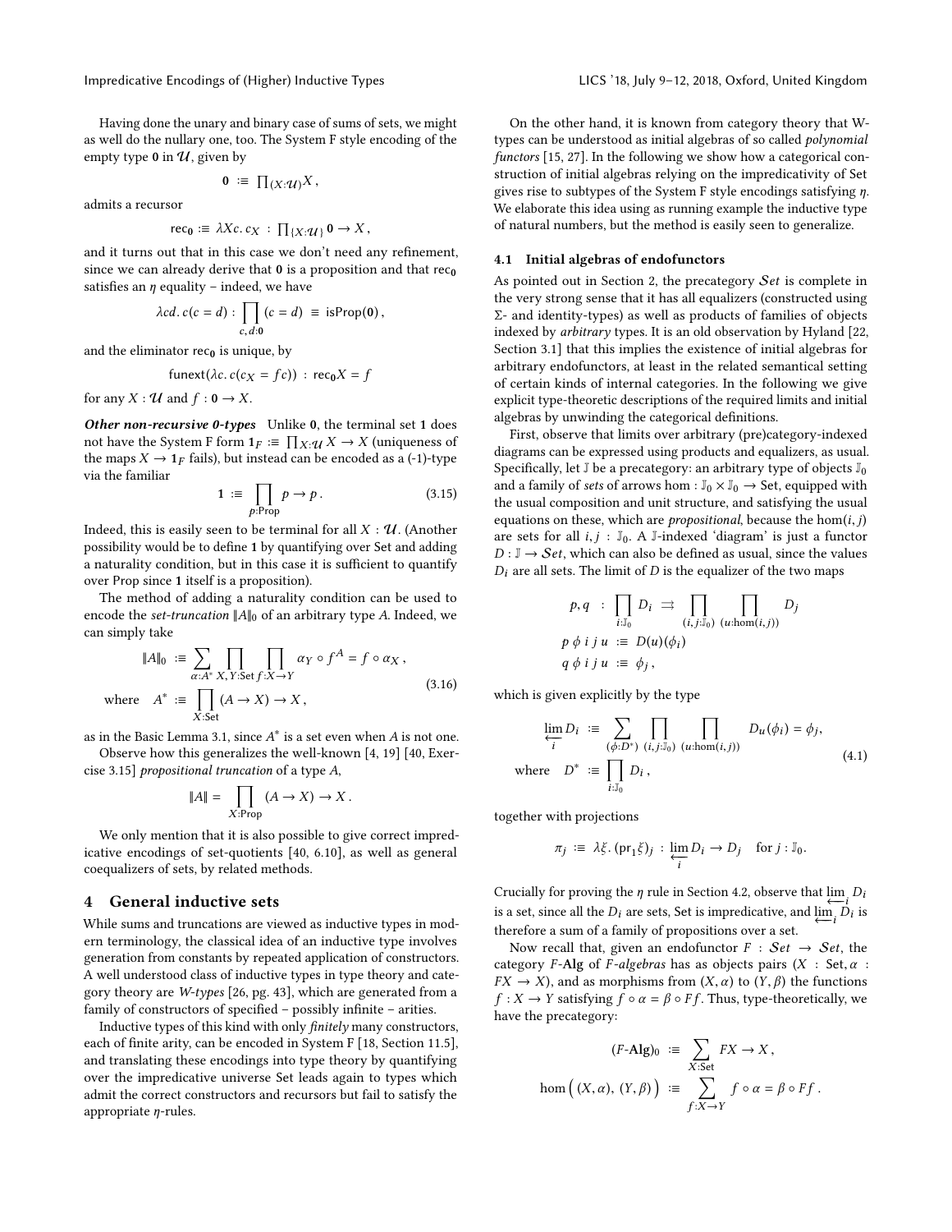Having done the unary and binary case of sums of sets, we might as well do the nullary one, too. The System F style encoding of the empty type $\mathbf{0}$ in $\mathcal{U}$, given by

$$\mathbf{0} \;:\equiv\; \textstyle\prod_{(X:\mathcal{U})} X\,,$$

admits a recursor

$$\mathsf{rec}_{\mathbf{0}} :\equiv \lambda Xc.\, c_X \;:\; \textstyle\prod_{\{X:\mathcal{U}\}} \mathbf{0} \to X\,,$$

and it turns out that in this case we don't need any refinement, since we can already derive that $\mathbf{0}$ is a proposition and that $\mathsf{rec}_{\mathbf{0}}$ satisfies an $\eta$ equality – indeed, we have

$$\lambda cd.\, c(c = d) : \prod_{c,\,d:\mathbf{0}} (c = d) \;\equiv\; \mathsf{isProp}(\mathbf{0})\,,$$

and the eliminator $\mathsf{rec}_{\mathbf{0}}$ is unique, by

$$\mathsf{funext}(\lambda c.\, c(c_X = fc)) \;:\; \mathsf{rec}_{\mathbf{0}} X = f$$

for any $X : \mathcal{U}$ and $f : \mathbf{0} \to X$.

***Other non-recursive 0-types*** Unlike $\mathbf{0}$, the terminal set $\mathbf{1}$ does not have the System F form $\mathbf{1}_F :\equiv \prod_{X:\mathcal{U}} X \to X$ (uniqueness of the maps $X \to \mathbf{1}_F$ fails), but instead can be encoded as a (-1)-type via the familiar

$$\mathbf{1} \;:\equiv\; \prod_{p:\mathrm{Prop}} p \to p\,. \tag{3.15}$$

Indeed, this is easily seen to be terminal for all $X : \mathcal{U}$. (Another possibility would be to define $\mathbf{1}$ by quantifying over Set and adding a naturality condition, but in this case it is sufficient to quantify over Prop since $\mathbf{1}$ itself is a proposition).

The method of adding a naturality condition can be used to encode the *set-truncation* $\|A\|_0$ of an arbitrary type $A$. Indeed, we can simply take

$$\begin{aligned} \|A\|_0 \;&:\equiv\; \sum_{\alpha:A^*} \prod_{X,\,Y:\mathrm{Set}} \prod_{f:X\to Y} \alpha_Y \circ f^A = f \circ \alpha_X\,, \\ \text{where}\quad A^* \;&:\equiv\; \prod_{X:\mathrm{Set}} (A \to X) \to X\,, \end{aligned} \tag{3.16}$$

as in the Basic Lemma 3.1, since $A^*$ is a set even when $A$ is not one.

Observe how this generalizes the well-known [4, 19] [40, Exercise 3.15] *propositional truncation* of a type $A$,

$$\|A\| = \prod_{X:\mathrm{Prop}} (A \to X) \to X\,.$$

We only mention that it is also possible to give correct impredicative encodings of set-quotients [40, 6.10], as well as general coequalizers of sets, by related methods.

# 4 General inductive sets

While sums and truncations are viewed as inductive types in modern terminology, the classical idea of an inductive type involves generation from constants by repeated application of constructors. A well understood class of inductive types in type theory and category theory are *W-types* [26, pg. 43], which are generated from a family of constructors of specified – possibly infinite – arities.

Inductive types of this kind with only *finitely* many constructors, each of finite arity, can be encoded in System F [18, Section 11.5], and translating these encodings into type theory by quantifying over the impredicative universe Set leads again to types which admit the correct constructors and recursors but fail to satisfy the appropriate $\eta$-rules.

On the other hand, it is known from category theory that W-types can be understood as initial algebras of so called *polynomial functors* [15, 27]. In the following we show how a categorical construction of initial algebras relying on the impredicativity of Set gives rise to subtypes of the System F style encodings satisfying $\eta$. We elaborate this idea using as running example the inductive type of natural numbers, but the method is easily seen to generalize.

## 4.1 Initial algebras of endofunctors

As pointed out in Section 2, the precategory $\mathcal{S}et$ is complete in the very strong sense that it has all equalizers (constructed using $\Sigma$- and identity-types) as well as products of families of objects indexed by *arbitrary* types. It is an old observation by Hyland [22, Section 3.1] that this implies the existence of initial algebras for arbitrary endofunctors, at least in the related semantical setting of certain kinds of internal categories. In the following we give explicit type-theoretic descriptions of the required limits and initial algebras by unwinding the categorical definitions.

First, observe that limits over arbitrary (pre)category-indexed diagrams can be expressed using products and equalizers, as usual. Specifically, let $\mathbb{J}$ be a precategory: an arbitrary type of objects $\mathbb{J}_0$ and a family of *sets* of arrows $\hom : \mathbb{J}_0 \times \mathbb{J}_0 \to \mathrm{Set}$, equipped with the usual composition and unit structure, and satisfying the usual equations on these, which are *propositional*, because the $\hom(i, j)$ are sets for all $i, j : \mathbb{J}_0$. A $\mathbb{J}$-indexed 'diagram' is just a functor $D : \mathbb{J} \to \mathcal{S}et$, which can also be defined as usual, since the values $D_i$ are all sets. The limit of $D$ is the equalizer of the two maps

$$\begin{aligned} p, q \;&:\; \prod_{i:\mathbb{J}_0} D_i \;\rightrightarrows\; \prod_{(i,\,j:\mathbb{J}_0)} \prod_{(u:\hom(i,j))} D_j \\ p\;\phi\;i\;j\;u \;&:\equiv\; D(u)(\phi_i) \\ q\;\phi\;i\;j\;u \;&:\equiv\; \phi_j\,, \end{aligned}$$

which is given explicitly by the type

$$\begin{aligned} \varprojlim_i D_i \;&:\equiv\; \sum_{(\phi:D^*)} \prod_{(i,\,j:\mathbb{J}_0)} \prod_{(u:\hom(i,j))} D_u(\phi_i) = \phi_j, \\ \text{where}\quad D^* \;&:\equiv\; \prod_{i:\mathbb{J}_0} D_i\,, \end{aligned} \tag{4.1}$$

together with projections

$$\pi_j \;:\equiv\; \lambda\xi.\, (\mathrm{pr}_1 \xi)_j \;:\; \varprojlim_i D_i \to D_j \quad \text{for } j : \mathbb{J}_0.$$

Crucially for proving the $\eta$ rule in Section 4.2, observe that $\varprojlim_i D_i$ is a set, since all the $D_i$ are sets, Set is impredicative, and $\varprojlim_i D_i$ is therefore a sum of a family of propositions over a set.

Now recall that, given an endofunctor $F : \mathcal{S}et \to \mathcal{S}et$, the category $F$-**Alg** of $F$-*algebras* has as objects pairs $(X : \mathrm{Set}, \alpha : FX \to X)$, and as morphisms from $(X, \alpha)$ to $(Y, \beta)$ the functions $f : X \to Y$ satisfying $f \circ \alpha = \beta \circ Ff$. Thus, type-theoretically, we have the precategory:

$$\begin{aligned} (F\text{-}\mathbf{Alg})_0 \;&:\equiv\; \sum_{X:\mathrm{Set}} FX \to X\,, \\ \hom\big((X, \alpha),\, (Y, \beta)\big) \;&:\equiv\; \sum_{f:X\to Y} f \circ \alpha = \beta \circ Ff\,. \end{aligned}$$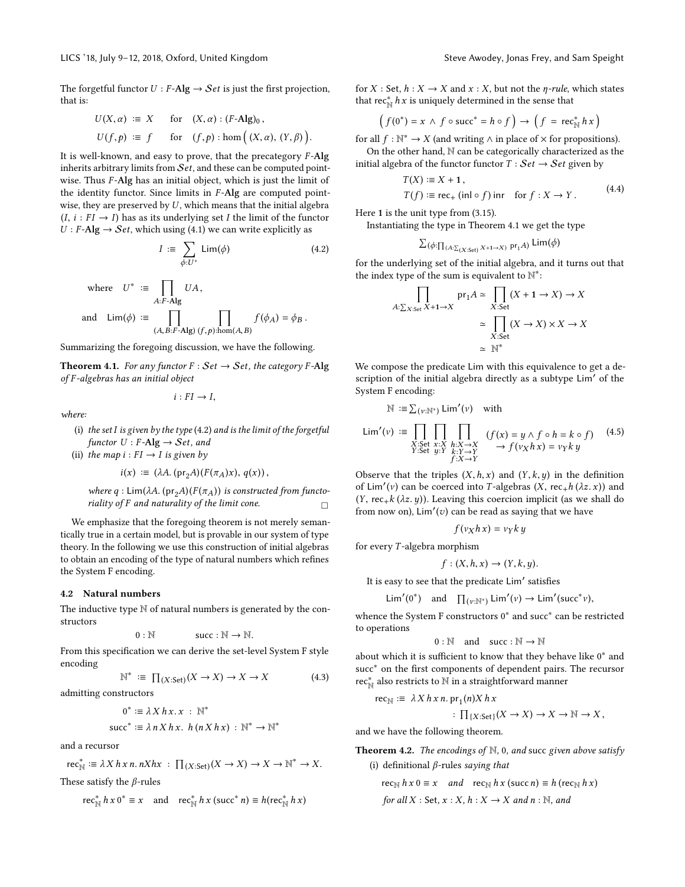The forgetful functor $U : F\text{-}\mathbf{Alg} \to \mathcal{S}et$ is just the first projection, that is:

$$U(X, \alpha) \;:\equiv\; X \qquad \text{for} \quad (X, \alpha) : (F\text{-}\mathbf{Alg})_0\,,$$
$$U(f, p) \;:\equiv\; f \qquad \text{for} \quad (f, p) : \hom\big((X, \alpha),\, (Y, \beta)\big).$$

It is well-known, and easy to prove, that the precategory $F$-**Alg** inherits arbitrary limits from $\mathcal{S}et$, and these can be computed pointwise. Thus $F$-**Alg** has an initial object, which is just the limit of the identity functor. Since limits in $F$-**Alg** are computed pointwise, they are preserved by $U$, which means that the initial algebra $(I,\, i : FI \to I)$ has as its underlying set $I$ the limit of the functor $U : F\text{-}\mathbf{Alg} \to \mathcal{S}et$, which using (4.1) we can write explicitly as

$$I \;:\equiv \sum_{\phi : U^*} \mathsf{Lim}(\phi) \tag{4.2}$$

$$\text{where} \quad U^* \;:\equiv \prod_{A : F\text{-}\mathbf{Alg}} UA\,,$$

$$\text{and} \quad \mathsf{Lim}(\phi) \;:\equiv \prod_{(A,\, B : F\text{-}\mathbf{Alg})} \; \prod_{(f, p) : \hom(A, B)} f(\phi_A) = \phi_B\,.$$

Summarizing the foregoing discussion, we have the following.

**Theorem 4.1.** *For any functor $F : \mathcal{S}et \to \mathcal{S}et$, the category $F$-**Alg** of $F$-algebras has an initial object*

$$i : FI \to I,$$

*where:*

(i) *the set $I$ is given by the type (4.2) and is the limit of the forgetful functor $U : F\text{-}\mathbf{Alg} \to \mathcal{S}et$, and*

(ii) *the map $i : FI \to I$ is given by*

$$i(x) \;:\equiv\; (\lambda A.\, (\mathrm{pr}_2 A)(F(\pi_A) x),\; q(x))\,,$$

*where $q : \mathsf{Lim}(\lambda A.\, (\mathrm{pr}_2 A)(F(\pi_A))$ is constructed from functoriality of $F$ and naturality of the limit cone.* □

We emphasize that the foregoing theorem is not merely semantically true in a certain model, but is provable in our system of type theory. In the following we use this construction of initial algebras to obtain an encoding of the type of natural numbers which refines the System F encoding.

### 4.2 Natural numbers

The inductive type $\mathbb{N}$ of natural numbers is generated by the constructors

$$0 : \mathbb{N} \qquad\qquad \mathrm{succ} : \mathbb{N} \to \mathbb{N}.$$

From this specification we can derive the set-level System F style encoding

$$\mathbb{N}^* \;:\equiv\; \textstyle\prod_{(X : \mathrm{Set})} (X \to X) \to X \to X \tag{4.3}$$

admitting constructors

$$0^* :\equiv \lambda X\, h\, x.\, x \;:\; \mathbb{N}^*$$
$$\mathrm{succ}^* :\equiv \lambda n\, X\, h\, x.\; h\, (n\, X\, h\, x) \;:\; \mathbb{N}^* \to \mathbb{N}^*$$

and a recursor

$$\mathrm{rec}^*_{\mathbb{N}} :\equiv \lambda X\, h\, x\, n.\, nXhx \;:\; \textstyle\prod_{(X : \mathrm{Set})} (X \to X) \to X \to \mathbb{N}^* \to X.$$

These satisfy the $\beta$-rules

$$\mathrm{rec}^*_{\mathbb{N}}\, h\, x\, 0^* \equiv x \quad \text{ and } \quad \mathrm{rec}^*_{\mathbb{N}}\, h\, x\, (\mathrm{succ}^*\, n) \equiv h(\mathrm{rec}^*_{\mathbb{N}}\, h\, x)$$

for $X : \mathrm{Set}$, $h : X \to X$ and $x : X$, but not the $\eta$-*rule*, which states that $\mathrm{rec}^*_{\mathbb{N}}\, h\, x$ is uniquely determined in the sense that

$$\Big( f(0^*) = x \;\wedge\; f \circ \mathrm{succ}^* = h \circ f \Big) \to \Big( f \;=\; \mathrm{rec}^*_{\mathbb{N}}\, h\, x \Big)$$

for all $f : \mathbb{N}^* \to X$ (and writing $\wedge$ in place of $\times$ for propositions).

On the other hand, $\mathbb{N}$ can be categorically characterized as the initial algebra of the functor functor $T : \mathcal{S}et \to \mathcal{S}et$ given by

$$\begin{aligned} &T(X) :\equiv X + \mathbf{1}\,, \\ &T(f) :\equiv \mathrm{rec}_+\, (\mathrm{inl} \circ f)\, \mathrm{inr} \quad \text{for } f : X \to Y\,. \end{aligned} \tag{4.4}$$

Here $\mathbf{1}$ is the unit type from (3.15).

Instantiating the type in Theorem 4.1 we get the type

$$\textstyle\sum_{(\phi : \prod_{(A : \sum_{(X : \mathrm{Set})} X + 1 \to X)} \mathrm{pr}_1 A)} \mathsf{Lim}(\phi)$$

for the underlying set of the initial algebra, and it turns out that the index type of the sum is equivalent to $\mathbb{N}^*$:

$$\begin{aligned} \prod_{A : \sum_{X : \mathrm{Set}} X + \mathbf{1} \to X} \mathrm{pr}_1 A &\simeq \prod_{X : \mathrm{Set}} (X + \mathbf{1} \to X) \to X \\ &\simeq \prod_{X : \mathrm{Set}} (X \to X) \times X \to X \\ &\simeq \mathbb{N}^* \end{aligned}$$

We compose the predicate Lim with this equivalence to get a description of the initial algebra directly as a subtype $\mathsf{Lim}'$ of the System F encoding:

$$\mathbb{N} :\equiv \textstyle\sum_{(v : \mathbb{N}^*)} \mathsf{Lim}'(v) \quad \text{with}$$

$$\mathsf{Lim}'(v) \;:\equiv \prod_{\substack{X : \mathrm{Set} \\ Y : \mathrm{Set}}} \prod_{\substack{x : X \\ y : Y}} \prod_{\substack{h : X \to X \\ k : Y \to Y \\ f : X \to Y}} \begin{aligned} &(f(x) = y \wedge f \circ h = k \circ f) \\ &\quad \to f(v_X\, h\, x) = v_Y\, k\, y \end{aligned} \tag{4.5}$$

Observe that the triples $(X, h, x)$ and $(Y, k, y)$ in the definition of $\mathsf{Lim}'(v)$ can be coerced into $T$-algebras $(X, \mathrm{rec}_+ h\, (\lambda z.\, x))$ and $(Y, \mathrm{rec}_+ k\, (\lambda z.\, y))$. Leaving this coercion implicit (as we shall do from now on), $\mathsf{Lim}'(v)$ can be read as saying that we have

$$f(v_X\, h\, x) = v_Y\, k\, y$$

for every $T$-algebra morphism

$$f : (X, h, x) \to (Y, k, y).$$

It is easy to see that the predicate $\mathsf{Lim}'$ satisfies

$$\mathsf{Lim}'(0^*) \quad \text{ and } \quad \textstyle\prod_{(v : \mathbb{N}^*)} \mathsf{Lim}'(v) \to \mathsf{Lim}'(\mathrm{succ}^* v),$$

whence the System F constructors $0^*$ and $\mathrm{succ}^*$ can be restricted to operations

$$0 : \mathbb{N} \quad \text{ and } \quad \mathrm{succ} : \mathbb{N} \to \mathbb{N}$$

about which it is sufficient to know that they behave like $0^*$ and $\mathrm{succ}^*$ on the first components of dependent pairs. The recursor $\mathrm{rec}^*_{\mathbb{N}}$ also restricts to $\mathbb{N}$ in a straightforward manner

$$\begin{aligned} \mathrm{rec}_{\mathbb{N}} :\equiv\; &\lambda\, X\, h\, x\, n.\, \mathrm{pr}_1(n) X\, h\, x \\ &: \textstyle\prod_{\{X : \mathrm{Set}\}} (X \to X) \to X \to \mathbb{N} \to X\,, \end{aligned}$$

and we have the following theorem.

**Theorem 4.2.** *The encodings of $\mathbb{N}$, $0$, and $\mathrm{succ}$ given above satisfy*

(i) *definitional $\beta$-rules saying that*

$$\mathrm{rec}_{\mathbb{N}}\, h\, x\, 0 \equiv x \quad \textit{and} \quad \mathrm{rec}_{\mathbb{N}}\, h\, x\, (\mathrm{succ}\, n) \equiv h\, (\mathrm{rec}_{\mathbb{N}}\, h\, x)$$

*for all $X : \mathrm{Set}$, $x : X$, $h : X \to X$ and $n : \mathbb{N}$, and*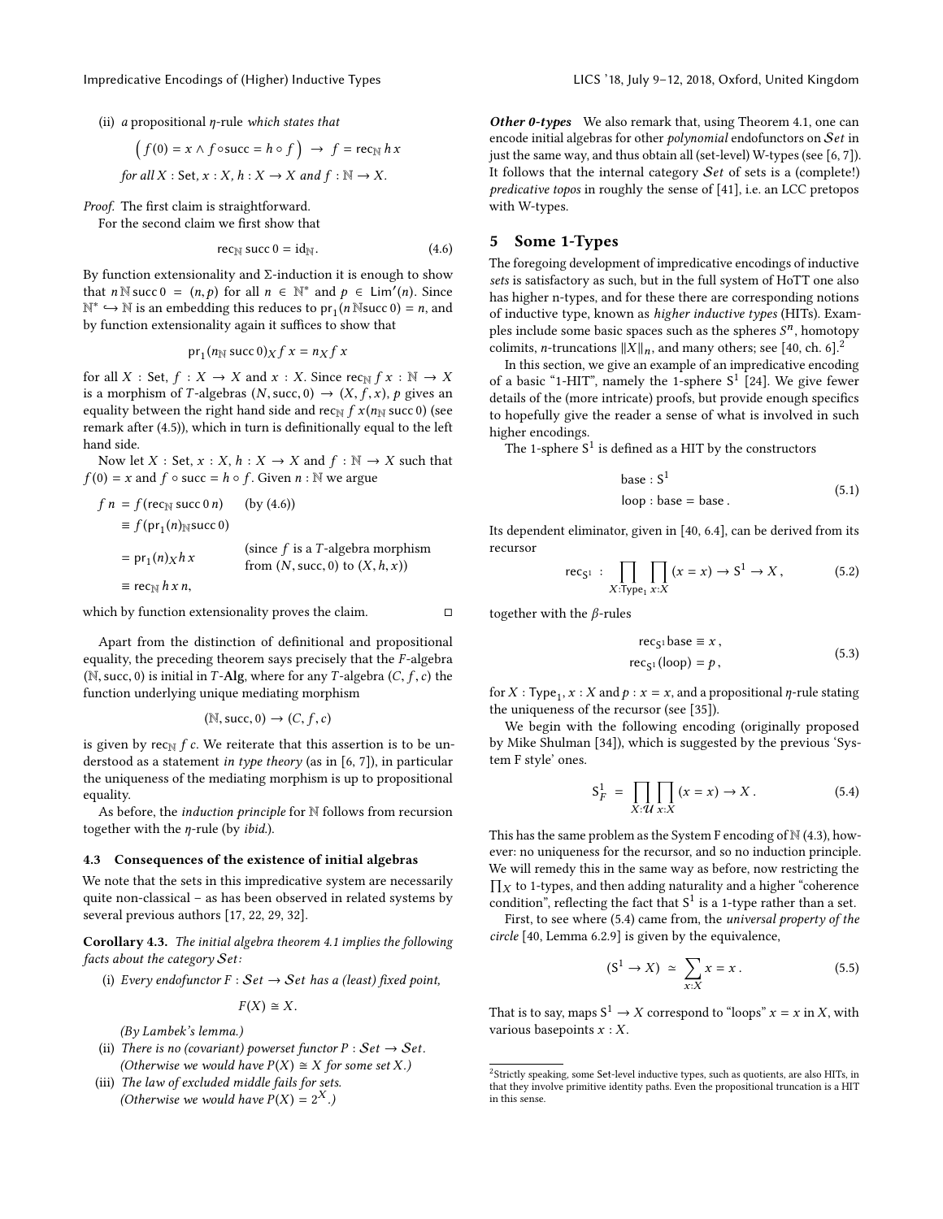(ii) *a* propositional $\eta$-rule *which states that*

$$\Big( f(0) = x \wedge f \circ \mathsf{succ} = h \circ f \Big) \;\rightarrow\; f = \mathrm{rec}_{\mathbb{N}}\, h\, x$$

*for all* $X$ : Set, $x : X$, $h : X \to X$ *and* $f : \mathbb{N} \to \mathbb{N}$.

*Proof.* The first claim is straightforward.

For the second claim we first show that

$$\mathrm{rec}_{\mathbb{N}}\, \mathsf{succ}\, 0 = \mathrm{id}_{\mathbb{N}}. \tag{4.6}$$

By function extensionality and $\Sigma$-induction it is enough to show that $n\, \mathbb{N}\, \mathsf{succ}\, 0 = (n, p)$ for all $n \in \mathbb{N}^*$ and $p \in \mathrm{Lim}'(n)$. Since $\mathbb{N}^* \hookrightarrow \mathbb{N}$ is an embedding this reduces to $\mathrm{pr}_1(n\, \mathbb{N} \mathsf{succ}\, 0) = n$, and by function extensionality again it suffices to show that

$$\mathrm{pr}_1(n_{\mathbb{N}}\, \mathsf{succ}\, 0)_X\, f\, x = n_X\, f\, x$$

for all $X$ : Set, $f : X \to X$ and $x : X$. Since $\mathrm{rec}_{\mathbb{N}}\, f\, x : \mathbb{N} \to X$ is a morphism of $T$-algebras $(N, \mathsf{succ}, 0) \to (X, f, x)$, $p$ gives an equality between the right hand side and $\mathrm{rec}_{\mathbb{N}}\, f\, x(n_{\mathbb{N}}\, \mathsf{succ}\, 0)$ (see remark after (4.5)), which in turn is definitionally equal to the left hand side.

Now let $X$ : Set, $x : X$, $h : X \to X$ and $f : \mathbb{N} \to X$ such that $f(0) = x$ and $f \circ \mathsf{succ} = h \circ f$. Given $n : \mathbb{N}$ we argue

$$\begin{aligned}
f\, n &= f(\mathrm{rec}_{\mathbb{N}}\, \mathsf{succ}\, 0\, n) && \text{(by (4.6))}\\
&\equiv f(\mathrm{pr}_1(n)_{\mathbb{N}} \mathsf{succ}\, 0)\\
&= \mathrm{pr}_1(n)_X\, h\, x && \text{(since } f \text{ is a } T\text{-algebra morphism from } (N, \mathsf{succ}, 0) \text{ to } (X, h, x))\\
&\equiv \mathrm{rec}_{\mathbb{N}}\, h\, x\, n,
\end{aligned}$$

which by function extensionality proves the claim. □

Apart from the distinction of definitional and propositional equality, the preceding theorem says precisely that the $F$-algebra $(\mathbb{N}, \mathsf{succ}, 0)$ is initial in $T$-**Alg**, where for any $T$-algebra $(C, f, c)$ the function underlying unique mediating morphism

$$(\mathbb{N}, \mathsf{succ}, 0) \to (C, f, c)$$

is given by $\mathrm{rec}_{\mathbb{N}}\, f\, c$. We reiterate that this assertion is to be understood as a statement *in type theory* (as in [6, 7]), in particular the uniqueness of the mediating morphism is up to propositional equality.

As before, the *induction principle* for $\mathbb{N}$ follows from recursion together with the $\eta$-rule (by *ibid.*).

### 4.3 Consequences of the existence of initial algebras

We note that the sets in this impredicative system are necessarily quite non-classical – as has been observed in related systems by several previous authors [17, 22, 29, 32].

**Corollary 4.3.** *The initial algebra theorem 4.1 implies the following facts about the category* $\mathcal{S}et$:

(i) *Every endofunctor* $F : \mathcal{S}et \to \mathcal{S}et$ *has a (least) fixed point,*

$$F(X) \cong X.$$

*(By Lambek's lemma.)*

(ii) *There is no (covariant) powerset functor* $P : \mathcal{S}et \to \mathcal{S}et$. *(Otherwise we would have* $P(X) \cong X$ *for some set* $X$.*)*

(iii) *The law of excluded middle fails for sets. (Otherwise we would have* $P(X) = 2^X$.*)*

***Other 0-types*** We also remark that, using Theorem 4.1, one can encode initial algebras for other *polynomial* endofunctors on $\mathcal{S}et$ in just the same way, and thus obtain all (set-level) W-types (see [6, 7]). It follows that the internal category $\mathcal{S}et$ of sets is a (complete!) *predicative topos* in roughly the sense of [41], i.e. an LCC pretopos with W-types.

## 5 Some 1-Types

The foregoing development of impredicative encodings of inductive *sets* is satisfactory as such, but in the full system of HoTT one also has higher n-types, and for these there are corresponding notions of inductive type, known as *higher inductive types* (HITs). Examples include some basic spaces such as the spheres $S^n$, homotopy colimits, $n$-truncations $\|X\|_n$, and many others; see [40, ch. 6].[2]

In this section, we give an example of an impredicative encoding of a basic "1-HIT", namely the 1-sphere $\mathrm{S}^1$ [24]. We give fewer details of the (more intricate) proofs, but provide enough specifics to hopefully give the reader a sense of what is involved in such higher encodings.

The 1-sphere $\mathrm{S}^1$ is defined as a HIT by the constructors

$$\begin{aligned}
&\mathsf{base} : \mathrm{S}^1\\
&\mathsf{loop} : \mathsf{base} = \mathsf{base}\,.
\end{aligned} \tag{5.1}$$

Its dependent eliminator, given in [40, 6.4], can be derived from its recursor

$$\mathrm{rec}_{\mathrm{S}^1} \;:\; \prod_{X:\mathrm{Type}_1} \prod_{x:X} (x = x) \to \mathrm{S}^1 \to X\,, \tag{5.2}$$

together with the $\beta$-rules

$$\begin{aligned}
\mathrm{rec}_{\mathrm{S}^1}\, \mathsf{base} &\equiv x\,,\\
\mathrm{rec}_{\mathrm{S}^1}(\mathsf{loop}) &= p\,,
\end{aligned} \tag{5.3}$$

for $X : \mathrm{Type}_1$, $x : X$ and $p : x = x$, and a propositional $\eta$-rule stating the uniqueness of the recursor (see [35]).

We begin with the following encoding (originally proposed by Mike Shulman [34]), which is suggested by the previous 'System F style' ones.

$$\mathrm{S}^1_F \;=\; \prod_{X:\mathcal{U}} \prod_{x:X} (x = x) \to X\,. \tag{5.4}$$

This has the same problem as the System F encoding of $\mathbb{N}$ (4.3), however: no uniqueness for the recursor, and so no induction principle. We will remedy this in the same way as before, now restricting the $\prod_X$ to 1-types, and then adding naturality and a higher "coherence condition", reflecting the fact that $\mathrm{S}^1$ is a 1-type rather than a set.

First, to see where (5.4) came from, the *universal property of the circle* [40, Lemma 6.2.9] is given by the equivalence,

$$(\mathrm{S}^1 \to X) \;\simeq\; \sum_{x:X} x = x\,. \tag{5.5}$$

That is to say, maps $\mathrm{S}^1 \to X$ correspond to "loops" $x = x$ in $X$, with various basepoints $x : X$.

[2] Strictly speaking, some Set-level inductive types, such as quotients, are also HITs, in that they involve primitive identity paths. Even the propositional truncation is a HIT in this sense.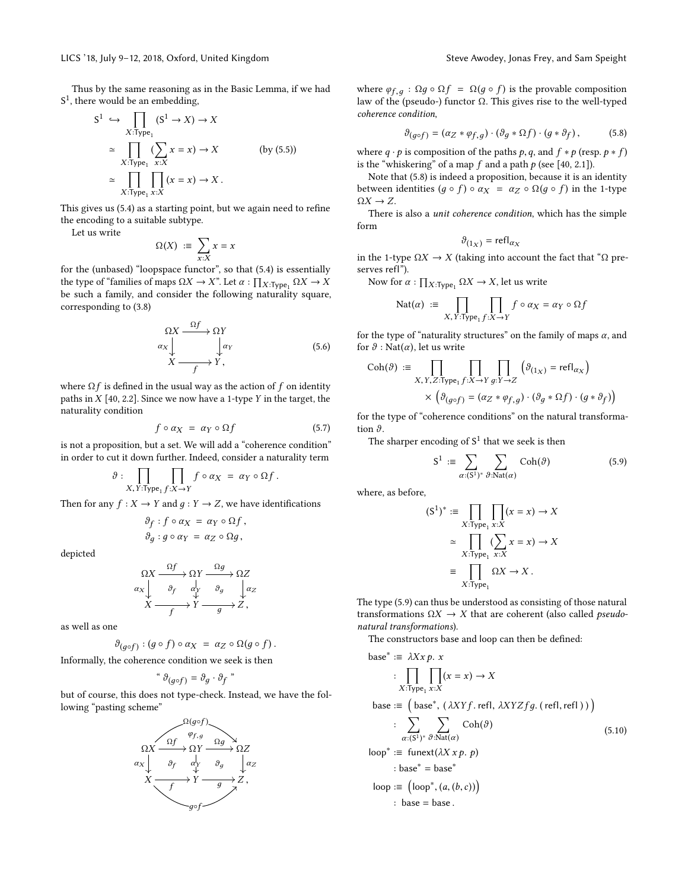Thus by the same reasoning as in the Basic Lemma, if we had $S^1$, there would be an embedding,

$$
\begin{aligned}
S^1 &\hookrightarrow \prod_{X:\mathsf{Type}_1} (S^1 \to X) \to X \\
&\simeq \prod_{X:\mathsf{Type}_1} (\sum_{x:X} x = x) \to X \qquad\qquad \text{(by (5.5))} \\
&\simeq \prod_{X:\mathsf{Type}_1} \prod_{x:X} (x = x) \to X\,.
\end{aligned}
$$

This gives us (5.4) as a starting point, but we again need to refine the encoding to a suitable subtype.

Let us write

$$
\Omega(X) :\equiv \sum_{x:X} x = x
$$

for the (unbased) "loopspace functor", so that (5.4) is essentially the type of "families of maps $\Omega X \to X$". Let $\alpha : \prod_{X:\mathsf{Type}_1} \Omega X \to X$ be such a family, and consider the following naturality square, corresponding to (3.8)

$$
\begin{array}{ccc}
\Omega X & \xrightarrow{\Omega f} & \Omega Y \\
{\scriptstyle \alpha_X}\downarrow & & \downarrow{\scriptstyle \alpha_Y} \\
X & \xrightarrow[f]{} & Y\,,
\end{array}
\tag{5.6}
$$

where $\Omega f$ is defined in the usual way as the action of $f$ on identity paths in $X$ [40, 2.2]. Since we now have a 1-type $Y$ in the target, the naturality condition

$$
f \circ \alpha_X \;=\; \alpha_Y \circ \Omega f \tag{5.7}
$$

is not a proposition, but a set. We will add a "coherence condition" in order to cut it down further. Indeed, consider a naturality term

$$
\vartheta : \prod_{X,Y:\mathsf{Type}_1} \prod_{f:X\to Y} f \circ \alpha_X \;=\; \alpha_Y \circ \Omega f\,.
$$

Then for any $f : X \to Y$ and $g : Y \to Z$, we have identifications

$$
\begin{aligned}
\vartheta_f &: f \circ \alpha_X \;=\; \alpha_Y \circ \Omega f\,, \\
\vartheta_g &: g \circ \alpha_Y \;=\; \alpha_Z \circ \Omega g\,,
\end{aligned}
$$

depicted

$$
\begin{array}{ccccc}
\Omega X & \xrightarrow{\Omega f} & \Omega Y & \xrightarrow{\Omega g} & \Omega Z \\
{\scriptstyle \alpha_X}\downarrow & \vartheta_f & \downarrow{\scriptstyle \alpha_Y} & \vartheta_g & \downarrow{\scriptstyle \alpha_Z} \\
X & \xrightarrow[f]{} & Y & \xrightarrow[g]{} & Z\,,
\end{array}
$$

as well as one

$$
\vartheta_{(g\circ f)} : (g \circ f) \circ \alpha_X \;=\; \alpha_Z \circ \Omega(g \circ f)\,.
$$

Informally, the coherence condition we seek is then

$$
\text{“}\,\vartheta_{(g\circ f)} = \vartheta_g \cdot \vartheta_f\,\text{”}
$$

but of course, this does not type-check. Instead, we have the following "pasting scheme"

$$
\begin{array}{ccccc}
& & \overset{\Omega(g\circ f)}{\frown}\; \varphi_{f,g} & & \\
\Omega X & \xrightarrow{\Omega f} & \Omega Y & \xrightarrow{\Omega g} & \Omega Z \\
{\scriptstyle \alpha_X}\downarrow & \vartheta_f & \downarrow{\scriptstyle \alpha_Y} & \vartheta_g & \downarrow{\scriptstyle \alpha_Z} \\
X & \xrightarrow[f]{} & Y & \xrightarrow[g]{} & Z\,, \\
& & \underset{g\circ f}{\smile} & &
\end{array}
$$

where $\varphi_{f,g} : \Omega g \circ \Omega f \;=\; \Omega(g \circ f)$ is the provable composition law of the (pseudo-) functor $\Omega$. This gives rise to the well-typed *coherence condition*,

$$
\vartheta_{(g\circ f)} = (\alpha_Z * \varphi_{f,g}) \cdot (\vartheta_g * \Omega f) \cdot (g * \vartheta_f)\,, \tag{5.8}
$$

where $q \cdot p$ is composition of the paths $p, q$, and $f * p$ (resp. $p * f$) is the "whiskering" of a map $f$ and a path $p$ (see [40, 2.1]).

Note that (5.8) is indeed a proposition, because it is an identity between identities $(g \circ f) \circ \alpha_X \;=\; \alpha_Z \circ \Omega(g \circ f)$ in the 1-type $\Omega X \to Z$.

There is also a *unit coherence condition*, which has the simple form

$$
\vartheta_{(1_X)} = \mathsf{refl}_{\alpha_X}
$$

in the 1-type $\Omega X \to X$ (taking into account the fact that "$\Omega$ preserves refl").

Now for $\alpha : \prod_{X:\mathsf{Type}_1} \Omega X \to X$, let us write

$$
\mathrm{Nat}(\alpha) :\equiv \prod_{X,Y:\mathsf{Type}_1} \prod_{f:X\to Y} f \circ \alpha_X = \alpha_Y \circ \Omega f
$$

for the type of "naturality structures" on the family of maps $\alpha$, and for $\vartheta : \mathrm{Nat}(\alpha)$, let us write

$$
\begin{aligned}
\mathrm{Coh}(\vartheta) :\equiv \prod_{X,Y,Z:\mathsf{Type}_1} \prod_{f:X\to Y} \prod_{g:Y\to Z} &\left(\vartheta_{(1_X)} = \mathsf{refl}_{\alpha_X}\right) \\
&\times \left(\vartheta_{(g\circ f)} = (\alpha_Z * \varphi_{f,g}) \cdot (\vartheta_g * \Omega f) \cdot (g * \vartheta_f)\right)
\end{aligned}
$$

for the type of "coherence conditions" on the natural transformation $\vartheta$.

The sharper encoding of $S^1$ that we seek is then

$$
S^1 :\equiv \sum_{\alpha:(S^1)^*} \sum_{\vartheta:\mathrm{Nat}(\alpha)} \mathrm{Coh}(\vartheta) \tag{5.9}
$$

where, as before,

$$
\begin{aligned}
(S^1)^* &:\equiv \prod_{X:\mathsf{Type}_1} \prod_{x:X} (x = x) \to X \\
&\simeq \prod_{X:\mathsf{Type}_1} (\sum_{x:X} x = x) \to X \\
&\equiv \prod_{X:\mathsf{Type}_1} \Omega X \to X\,.
\end{aligned}
$$

The type (5.9) can thus be understood as consisting of those natural transformations $\Omega X \to X$ that are coherent (also called *pseudo-natural transformations*).

The constructors base and loop can then be defined:

$$
\begin{aligned}
\mathsf{base}^* &:\equiv \lambda X x\, p.\; x \\
&\quad : \prod_{X:\mathsf{Type}_1} \prod_{x:X} (x = x) \to X \\
\mathsf{base} &:\equiv \left(\mathsf{base}^*,\; (\lambda XYf.\,\mathsf{refl},\; \lambda XYZfg.\,(\,\mathsf{refl}, \mathsf{refl}\,)\,)\right) \\
&\quad : \sum_{\alpha:(S^1)^*} \sum_{\vartheta:\mathrm{Nat}(\alpha)} \mathrm{Coh}(\vartheta) \\
\mathsf{loop}^* &:\equiv \mathsf{funext}(\lambda X\, x\, p.\; p) \\
&\quad : \mathsf{base}^* = \mathsf{base}^* \\
\mathsf{loop} &:\equiv \left(\mathsf{loop}^*, (a, (b, c))\right) \\
&\quad : \mathsf{base} = \mathsf{base}\,.
\end{aligned}
\tag{5.10}
$$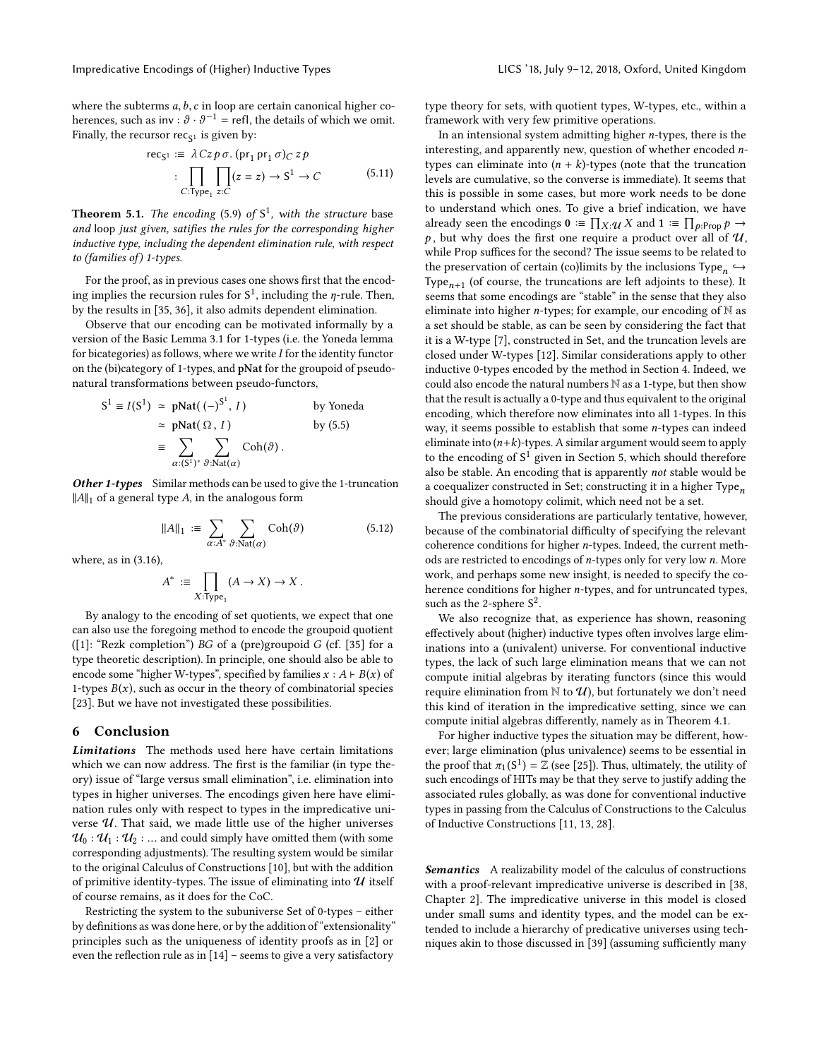where the subterms $a, b, c$ in loop are certain canonical higher coherences, such as $\mathsf{inv} : \vartheta \cdot \vartheta^{-1} = \mathsf{refl}$, the details of which we omit. Finally, the recursor $\mathsf{rec}_{\mathrm{S}^1}$ is given by:

$$\begin{aligned} \mathsf{rec}_{\mathrm{S}^1} &:\equiv \lambda C z p \sigma.\, (\mathsf{pr}_1\, \mathsf{pr}_1\, \sigma)_C\, z\, p \\ &: \prod_{C:\mathsf{Type}_1} \prod_{z:C} (z = z) \to \mathrm{S}^1 \to C \end{aligned} \tag{5.11}$$

**Theorem 5.1.** *The encoding* (5.9) *of* $\mathrm{S}^1$*, with the structure* base *and* loop *just given, satifies the rules for the corresponding higher inductive type, including the dependent elimination rule, with respect to (families of) 1-types.*

For the proof, as in previous cases one shows first that the encoding implies the recursion rules for $\mathrm{S}^1$, including the $\eta$-rule. Then, by the results in [35, 36], it also admits dependent elimination.

Observe that our encoding can be motivated informally by a version of the Basic Lemma 3.1 for 1-types (i.e. the Yoneda lemma for bicategories) as follows, where we write $I$ for the identity functor on the (bi)category of 1-types, and **pNat** for the groupoid of pseudo-natural transformations between pseudo-functors,

$$\begin{aligned} \mathrm{S}^1 \equiv I(\mathrm{S}^1) &\simeq \mathbf{pNat}(\,(-)^{\mathrm{S}^1},\, I\,) && \text{by Yoneda} \\ &\simeq \mathbf{pNat}(\,\Omega\,,\, I\,) && \text{by (5.5)} \\ &\equiv \sum_{\alpha:(\mathrm{S}^1)^*} \sum_{\vartheta:\mathrm{Nat}(\alpha)} \mathrm{Coh}(\vartheta)\,. \end{aligned}$$

***Other 1-types*** Similar methods can be used to give the 1-truncation $\|A\|_1$ of a general type $A$, in the analogous form

$$\|A\|_1 :\equiv \sum_{\alpha:A^*} \sum_{\vartheta:\mathrm{Nat}(\alpha)} \mathrm{Coh}(\vartheta) \tag{5.12}$$

where, as in (3.16),

$$A^* :\equiv \prod_{X:\mathsf{Type}_1} (A \to X) \to X\,.$$

By analogy to the encoding of set quotients, we expect that one can also use the foregoing method to encode the groupoid quotient ([1]: "Rezk completion") $BG$ of a (pre)groupoid $G$ (cf. [35] for a type theoretic description). In principle, one should also be able to encode some "higher W-types", specified by families $x : A \vdash B(x)$ of 1-types $B(x)$, such as occur in the theory of combinatorial species [23]. But we have not investigated these possibilities.

## 6 Conclusion

***Limitations*** The methods used here have certain limitations which we can now address. The first is the familiar (in type theory) issue of "large versus small elimination", i.e. elimination into types in higher universes. The encodings given here have elimination rules only with respect to types in the impredicative universe $\mathcal{U}$. That said, we made little use of the higher universes $\mathcal{U}_0 : \mathcal{U}_1 : \mathcal{U}_2 : \ldots$ and could simply have omitted them (with some corresponding adjustments). The resulting system would be similar to the original Calculus of Constructions [10], but with the addition of primitive identity-types. The issue of eliminating into $\mathcal{U}$ itself of course remains, as it does for the CoC.

Restricting the system to the subuniverse Set of 0-types – either by definitions as was done here, or by the addition of "extensionality" principles such as the uniqueness of identity proofs as in [2] or even the reflection rule as in [14] – seems to give a very satisfactory type theory for sets, with quotient types, W-types, etc., within a framework with very few primitive operations.

In an intensional system admitting higher $n$-types, there is the interesting, and apparently new, question of whether encoded $n$-types can eliminate into $(n+k)$-types (note that the truncation levels are cumulative, so the converse is immediate). It seems that this is possible in some cases, but more work needs to be done to understand which ones. To give a brief indication, we have already seen the encodings $\mathbf{0} :\equiv \prod_{X:\mathcal{U}} X$ and $\mathbf{1} :\equiv \prod_{p:\mathsf{Prop}} p \to p$, but why does the first one require a product over all of $\mathcal{U}$, while Prop suffices for the second? The issue seems to be related to the preservation of certain (co)limits by the inclusions $\mathsf{Type}_n \hookrightarrow \mathsf{Type}_{n+1}$ (of course, the truncations are left adjoints to these). It seems that some encodings are "stable" in the sense that they also eliminate into higher $n$-types; for example, our encoding of $\mathbb{N}$ as a set should be stable, as can be seen by considering the fact that it is a W-type [7], constructed in Set, and the truncation levels are closed under W-types [12]. Similar considerations apply to other inductive 0-types encoded by the method in Section 4. Indeed, we could also encode the natural numbers $\mathbb{N}$ as a 1-type, but then show that the result is actually a 0-type and thus equivalent to the original encoding, which therefore now eliminates into all 1-types. In this way, it seems possible to establish that some $n$-types can indeed eliminate into $(n+k)$-types. A similar argument would seem to apply to the encoding of $\mathrm{S}^1$ given in Section 5, which should therefore also be stable. An encoding that is apparently *not* stable would be a coequalizer constructed in Set; constructing it in a higher $\mathsf{Type}_n$ should give a homotopy colimit, which need not be a set.

The previous considerations are particularly tentative, however, because of the combinatorial difficulty of specifying the relevant coherence conditions for higher $n$-types. Indeed, the current methods are restricted to encodings of $n$-types only for very low $n$. More work, and perhaps some new insight, is needed to specify the coherence conditions for higher $n$-types, and for untruncated types, such as the 2-sphere $\mathrm{S}^2$.

We also recognize that, as experience has shown, reasoning effectively about (higher) inductive types often involves large eliminations into a (univalent) universe. For conventional inductive types, the lack of such large elimination means that we can not compute initial algebras by iterating functors (since this would require elimination from $\mathbb{N}$ to $\mathcal{U}$), but fortunately we don't need this kind of iteration in the impredicative setting, since we can compute initial algebras differently, namely as in Theorem 4.1.

For higher inductive types the situation may be different, however; large elimination (plus univalence) seems to be essential in the proof that $\pi_1(\mathrm{S}^1) = \mathbb{Z}$ (see [25]). Thus, ultimately, the utility of such encodings of HITs may be that they serve to justify adding the associated rules globally, as was done for conventional inductive types in passing from the Calculus of Constructions to the Calculus of Inductive Constructions [11, 13, 28].

***Semantics*** A realizability model of the calculus of constructions with a proof-relevant impredicative universe is described in [38, Chapter 2]. The impredicative universe in this model is closed under small sums and identity types, and the model can be extended to include a hierarchy of predicative universes using techniques akin to those discussed in [39] (assuming sufficiently many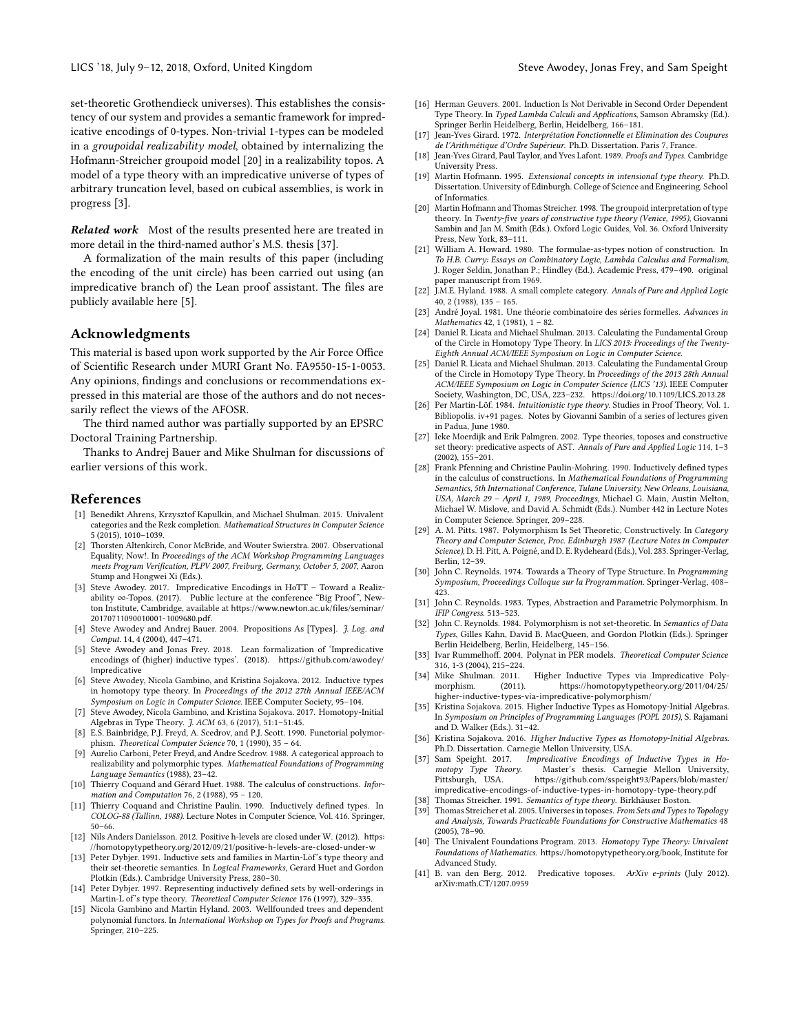set-theoretic Grothendieck universes). This establishes the consistency of our system and provides a semantic framework for impredicative encodings of 0-types. Non-trivial 1-types can be modeled in a *groupoidal realizability model*, obtained by internalizing the Hofmann-Streicher groupoid model [20] in a realizability topos. A model of a type theory with an impredicative universe of types of arbitrary truncation level, based on cubical assemblies, is work in progress [3].

***Related work*** Most of the results presented here are treated in more detail in the third-named author's M.S. thesis [37].

A formalization of the main results of this paper (including the encoding of the unit circle) has been carried out using (an impredicative branch of) the Lean proof assistant. The files are publicly available here [5].

## Acknowledgments

This material is based upon work supported by the Air Force Office of Scientific Research under MURI Grant No. FA9550-15-1-0053. Any opinions, findings and conclusions or recommendations expressed in this material are those of the authors and do not necessarily reflect the views of the AFOSR.

The third named author was partially supported by an EPSRC Doctoral Training Partnership.

Thanks to Andrej Bauer and Mike Shulman for discussions of earlier versions of this work.

## References

[1] Benedikt Ahrens, Krzysztof Kapulkin, and Michael Shulman. 2015. Univalent categories and the Rezk completion. *Mathematical Structures in Computer Science* 5 (2015), 1010–1039.

[2] Thorsten Altenkirch, Conor McBride, and Wouter Swierstra. 2007. Observational Equality, Now!. In *Proceedings of the ACM Workshop Programming Languages meets Program Verification, PLPV 2007, Freiburg, Germany, October 5, 2007*, Aaron Stump and Hongwei Xi (Eds.).

[3] Steve Awodey. 2017. Impredicative Encodings in HoTT – Toward a Realizability ∞-Topos. (2017). Public lecture at the conference "Big Proof", Newton Institute, Cambridge, available at https://www.newton.ac.uk/files/seminar/20170711090010001-1009680.pdf.

[4] Steve Awodey and Andrej Bauer. 2004. Propositions As [Types]. *J. Log. and Comput.* 14, 4 (2004), 447–471.

[5] Steve Awodey and Jonas Frey. 2018. Lean formalization of 'Impredicative encodings of (higher) inductive types'. (2018). https://github.com/awodey/Impredicative

[6] Steve Awodey, Nicola Gambino, and Kristina Sojakova. 2012. Inductive types in homotopy type theory. In *Proceedings of the 2012 27th Annual IEEE/ACM Symposium on Logic in Computer Science*. IEEE Computer Society, 95–104.

[7] Steve Awodey, Nicola Gambino, and Kristina Sojakova. 2017. Homotopy-Initial Algebras in Type Theory. *J. ACM* 63, 6 (2017), 51:1–51:45.

[8] E.S. Bainbridge, P.J. Freyd, A. Scedrov, and P.J. Scott. 1990. Functorial polymorphism. *Theoretical Computer Science* 70, 1 (1990), 35 – 64.

[9] Aurelio Carboni, Peter Freyd, and Andre Scedrov. 1988. A categorical approach to realizability and polymorphic types. *Mathematical Foundations of Programming Language Semantics* (1988), 23–42.

[10] Thierry Coquand and Gérard Huet. 1988. The calculus of constructions. *Information and Computation* 76, 2 (1988), 95 – 120.

[11] Thierry Coquand and Christine Paulin. 1990. Inductively defined types. In *COLOG-88 (Tallinn, 1988)*. Lecture Notes in Computer Science, Vol. 416. Springer, 50–66.

[12] Nils Anders Danielsson. 2012. Positive h-levels are closed under W. (2012). https://homotopytypetheory.org/2012/09/21/positive-h-levels-are-closed-under-w

[13] Peter Dybjer. 1991. Inductive sets and families in Martin-Löf's type theory and their set-theoretic semantics. In *Logical Frameworks*, Gerard Huet and Gordon Plotkin (Eds.). Cambridge University Press, 280–30.

[14] Peter Dybjer. 1997. Representing inductively defined sets by well-orderings in Martin-L of's type theory. *Theoretical Computer Science* 176 (1997), 329–335.

[15] Nicola Gambino and Martin Hyland. 2003. Wellfounded trees and dependent polynomial functors. In *International Workshop on Types for Proofs and Programs*. Springer, 210–225.

[16] Herman Geuvers. 2001. Induction Is Not Derivable in Second Order Dependent Type Theory. In *Typed Lambda Calculi and Applications*, Samson Abramsky (Ed.). Springer Berlin Heidelberg, Berlin, Heidelberg, 166–181.

[17] Jean-Yves Girard. 1972. *Interprétation Fonctionnelle et Elimination des Coupures de l'Arithmétique d'Ordre Supérieur.* Ph.D. Dissertation. Paris 7, France.

[18] Jean-Yves Girard, Paul Taylor, and Yves Lafont. 1989. *Proofs and Types*. Cambridge University Press.

[19] Martin Hofmann. 1995. *Extensional concepts in intensional type theory*. Ph.D. Dissertation. University of Edinburgh. College of Science and Engineering. School of Informatics.

[20] Martin Hofmann and Thomas Streicher. 1998. The groupoid interpretation of type theory. In *Twenty-five years of constructive type theory (Venice, 1995)*, Giovanni Sambin and Jan M. Smith (Eds.). Oxford Logic Guides, Vol. 36. Oxford University Press, New York, 83–111.

[21] William A. Howard. 1980. The formulae-as-types notion of construction. In *To H.B. Curry: Essays on Combinatory Logic, Lambda Calculus and Formalism*, J. Roger Seldin, Jonathan P.; Hindley (Ed.). Academic Press, 479–490. original paper manuscript from 1969.

[22] J.M.E. Hyland. 1988. A small complete category. *Annals of Pure and Applied Logic* 40, 2 (1988), 135 – 165.

[23] André Joyal. 1981. Une théorie combinatoire des séries formelles. *Advances in Mathematics* 42, 1 (1981), 1 – 82.

[24] Daniel R. Licata and Michael Shulman. 2013. Calculating the Fundamental Group of the Circle in Homotopy Type Theory. In *LICS 2013: Proceedings of the Twenty-Eighth Annual ACM/IEEE Symposium on Logic in Computer Science*.

[25] Daniel R. Licata and Michael Shulman. 2013. Calculating the Fundamental Group of the Circle in Homotopy Type Theory. In *Proceedings of the 2013 28th Annual ACM/IEEE Symposium on Logic in Computer Science (LICS '13)*. IEEE Computer Society, Washington, DC, USA, 223–232. https://doi.org/10.1109/LICS.2013.28

[26] Per Martin-Löf. 1984. *Intuitionistic type theory*. Studies in Proof Theory, Vol. 1. Bibliopolis. iv+91 pages. Notes by Giovanni Sambin of a series of lectures given in Padua, June 1980.

[27] Ieke Moerdijk and Erik Palmgren. 2002. Type theories, toposes and constructive set theory: predicative aspects of AST. *Annals of Pure and Applied Logic* 114, 1–3 (2002), 155–201.

[28] Frank Pfenning and Christine Paulin-Mohring. 1990. Inductively defined types in the calculus of constructions. In *Mathematical Foundations of Programming Semantics, 5th International Conference, Tulane University, New Orleans, Louisiana, USA, March 29 – April 1, 1989, Proceedings*, Michael G. Main, Austin Melton, Michael W. Mislove, and David A. Schmidt (Eds.). Number 442 in Lecture Notes in Computer Science. Springer, 209–228.

[29] A. M. Pitts. 1987. Polymorphism Is Set Theoretic, Constructively. In *Category Theory and Computer Science, Proc. Edinburgh 1987 (Lecture Notes in Computer Science)*, D. H. Pitt, A. Poigné, and D. E. Rydeheard (Eds.), Vol. 283. Springer-Verlag, Berlin, 12–39.

[30] John C. Reynolds. 1974. Towards a Theory of Type Structure. In *Programming Symposium, Proceedings Colloque sur la Programmation*. Springer-Verlag, 408–423.

[31] John C. Reynolds. 1983. Types, Abstraction and Parametric Polymorphism. In *IFIP Congress*. 513–523.

[32] John C. Reynolds. 1984. Polymorphism is not set-theoretic. In *Semantics of Data Types*, Gilles Kahn, David B. MacQueen, and Gordon Plotkin (Eds.). Springer Berlin Heidelberg, Berlin, Heidelberg, 145–156.

[33] Ivar Rummelhoff. 2004. Polynat in PER models. *Theoretical Computer Science* 316, 1-3 (2004), 215–224.

[34] Mike Shulman. 2011. Higher Inductive Types via Impredicative Polymorphism. (2011). https://homotopytypetheory.org/2011/04/25/higher-inductive-types-via-impredicative-polymorphism/

[35] Kristina Sojakova. 2015. Higher Inductive Types as Homotopy-Initial Algebras. In *Symposium on Principles of Programming Languages (POPL 2015)*, S. Rajamani and D. Walker (Eds.). 31–42.

[36] Kristina Sojakova. 2016. *Higher Inductive Types as Homotopy-Initial Algebras.* Ph.D. Dissertation. Carnegie Mellon University, USA.

[37] Sam Speight. 2017. *Impredicative Encodings of Inductive Types in Homotopy Type Theory.* Master's thesis. Carnegie Mellon University, Pittsburgh, USA. https://github.com/sspeight93/Papers/blob/master/impredicative-encodings-of-inductive-types-in-homotopy-type-theory.pdf

[38] Thomas Streicher. 1991. *Semantics of type theory*. Birkhäuser Boston.

[39] Thomas Streicher et al. 2005. Universes in toposes. *From Sets and Types to Topology and Analysis, Towards Practicable Foundations for Constructive Mathematics* 48 (2005), 78–90.

[40] The Univalent Foundations Program. 2013. *Homotopy Type Theory: Univalent Foundations of Mathematics*. https://homotopytypetheory.org/book, Institute for Advanced Study.

[41] B. van den Berg. 2012. Predicative toposes. *ArXiv e-prints* (July 2012). arXiv:math.CT/1207.0959